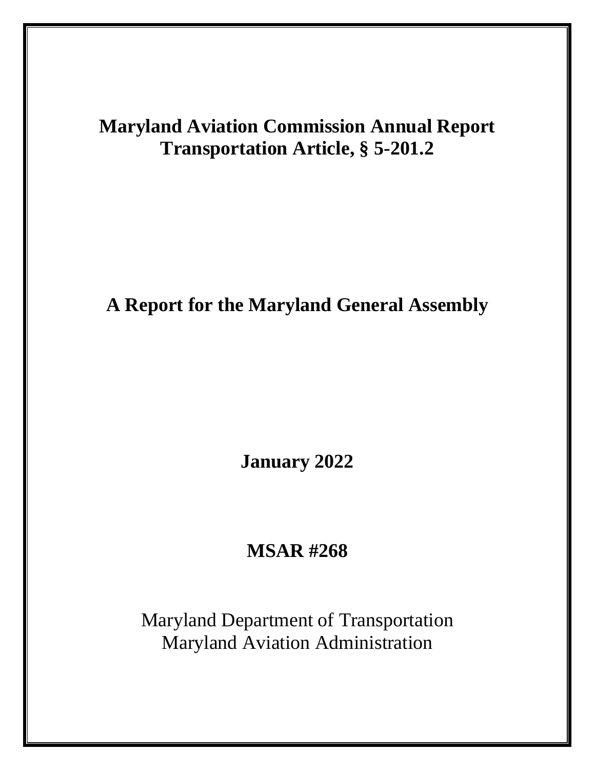# Maryland Aviation Commission Annual Report
# Transportation Article, § 5-201.2

## A Report for the Maryland General Assembly

**January 2022**

**MSAR #268**

Maryland Department of Transportation
Maryland Aviation Administration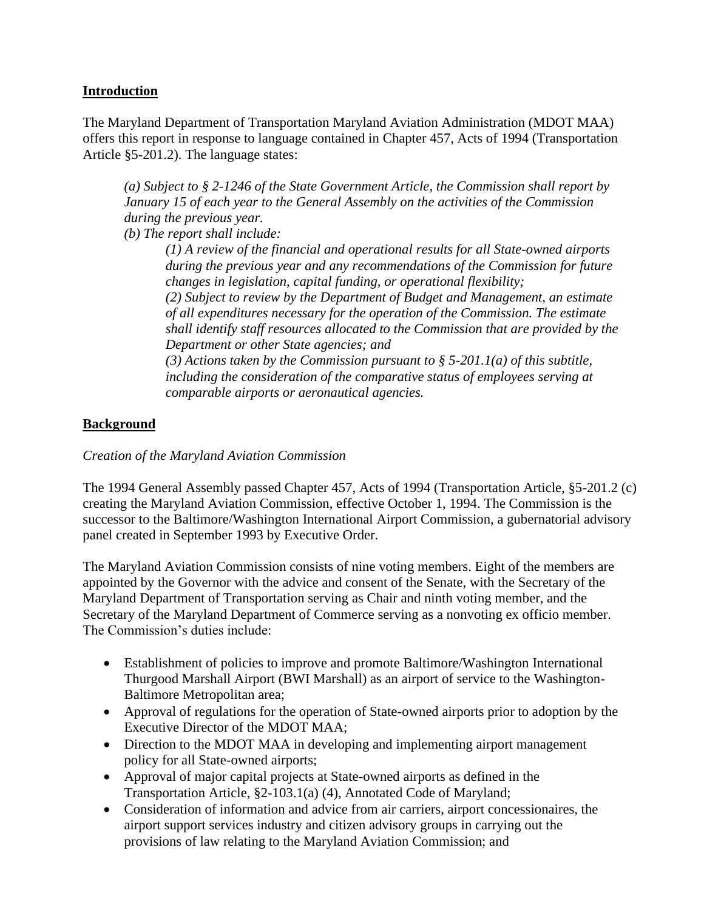## **Introduction**

The Maryland Department of Transportation Maryland Aviation Administration (MDOT MAA) offers this report in response to language contained in Chapter 457, Acts of 1994 (Transportation Article §5-201.2). The language states:

> *(a) Subject to § 2-1246 of the State Government Article, the Commission shall report by January 15 of each year to the General Assembly on the activities of the Commission during the previous year.*
>
> *(b) The report shall include:*
>
> > *(1) A review of the financial and operational results for all State-owned airports during the previous year and any recommendations of the Commission for future changes in legislation, capital funding, or operational flexibility;*
> >
> > *(2) Subject to review by the Department of Budget and Management, an estimate of all expenditures necessary for the operation of the Commission. The estimate shall identify staff resources allocated to the Commission that are provided by the Department or other State agencies; and*
> >
> > *(3) Actions taken by the Commission pursuant to § 5-201.1(a) of this subtitle, including the consideration of the comparative status of employees serving at comparable airports or aeronautical agencies.*

## **Background**

*Creation of the Maryland Aviation Commission*

The 1994 General Assembly passed Chapter 457, Acts of 1994 (Transportation Article, §5-201.2 (c) creating the Maryland Aviation Commission, effective October 1, 1994. The Commission is the successor to the Baltimore/Washington International Airport Commission, a gubernatorial advisory panel created in September 1993 by Executive Order.

The Maryland Aviation Commission consists of nine voting members. Eight of the members are appointed by the Governor with the advice and consent of the Senate, with the Secretary of the Maryland Department of Transportation serving as Chair and ninth voting member, and the Secretary of the Maryland Department of Commerce serving as a nonvoting ex officio member. The Commission's duties include:

- Establishment of policies to improve and promote Baltimore/Washington International Thurgood Marshall Airport (BWI Marshall) as an airport of service to the Washington-Baltimore Metropolitan area;
- Approval of regulations for the operation of State-owned airports prior to adoption by the Executive Director of the MDOT MAA;
- Direction to the MDOT MAA in developing and implementing airport management policy for all State-owned airports;
- Approval of major capital projects at State-owned airports as defined in the Transportation Article, §2-103.1(a) (4), Annotated Code of Maryland;
- Consideration of information and advice from air carriers, airport concessionaires, the airport support services industry and citizen advisory groups in carrying out the provisions of law relating to the Maryland Aviation Commission; and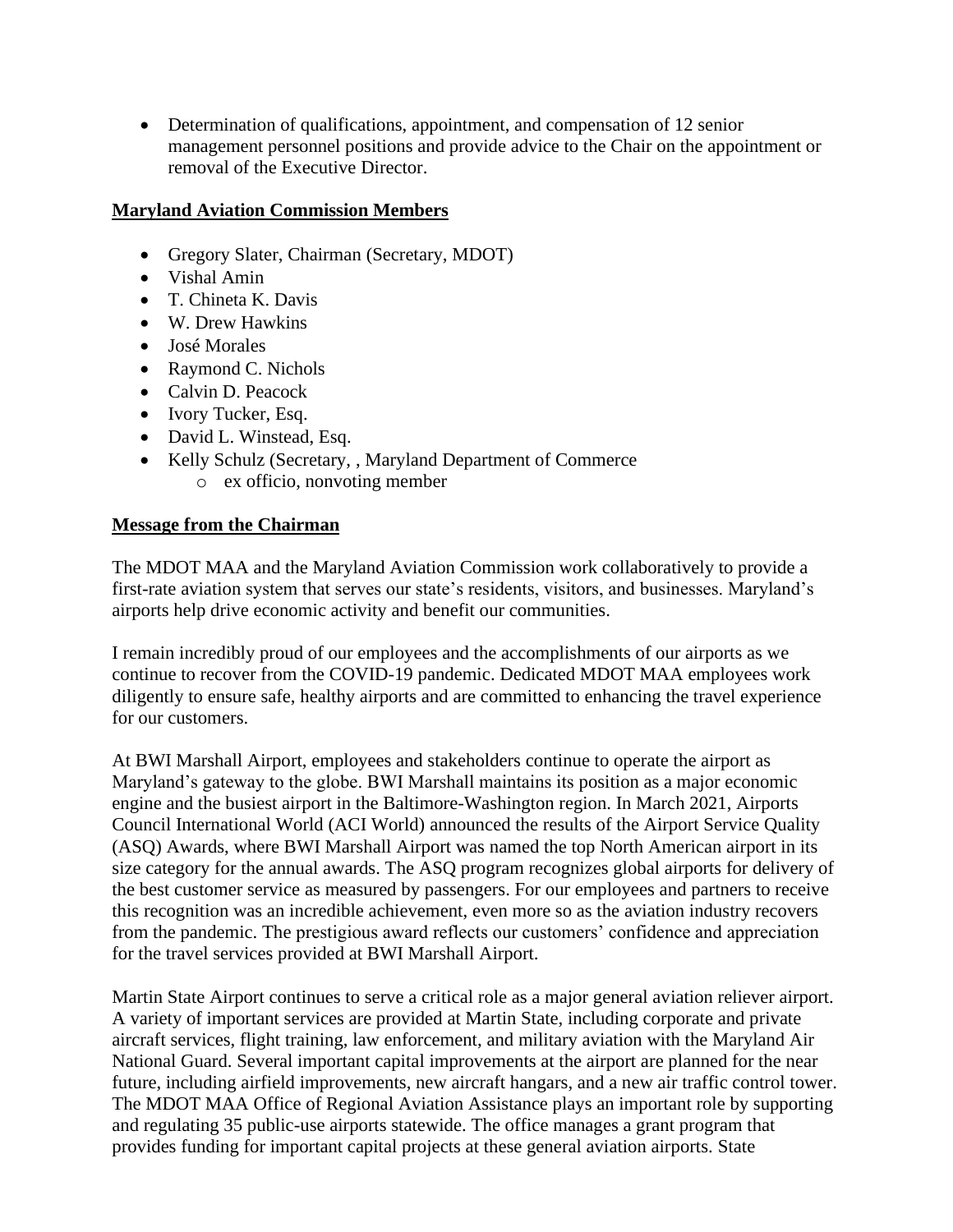- Determination of qualifications, appointment, and compensation of 12 senior management personnel positions and provide advice to the Chair on the appointment or removal of the Executive Director.

## Maryland Aviation Commission Members

- Gregory Slater, Chairman (Secretary, MDOT)
- Vishal Amin
- T. Chineta K. Davis
- W. Drew Hawkins
- José Morales
- Raymond C. Nichols
- Calvin D. Peacock
- Ivory Tucker, Esq.
- David L. Winstead, Esq.
- Kelly Schulz (Secretary, , Maryland Department of Commerce
  - ex officio, nonvoting member

## Message from the Chairman

The MDOT MAA and the Maryland Aviation Commission work collaboratively to provide a first-rate aviation system that serves our state's residents, visitors, and businesses. Maryland's airports help drive economic activity and benefit our communities.

I remain incredibly proud of our employees and the accomplishments of our airports as we continue to recover from the COVID-19 pandemic. Dedicated MDOT MAA employees work diligently to ensure safe, healthy airports and are committed to enhancing the travel experience for our customers.

At BWI Marshall Airport, employees and stakeholders continue to operate the airport as Maryland's gateway to the globe. BWI Marshall maintains its position as a major economic engine and the busiest airport in the Baltimore-Washington region. In March 2021, Airports Council International World (ACI World) announced the results of the Airport Service Quality (ASQ) Awards, where BWI Marshall Airport was named the top North American airport in its size category for the annual awards. The ASQ program recognizes global airports for delivery of the best customer service as measured by passengers. For our employees and partners to receive this recognition was an incredible achievement, even more so as the aviation industry recovers from the pandemic. The prestigious award reflects our customers' confidence and appreciation for the travel services provided at BWI Marshall Airport.

Martin State Airport continues to serve a critical role as a major general aviation reliever airport. A variety of important services are provided at Martin State, including corporate and private aircraft services, flight training, law enforcement, and military aviation with the Maryland Air National Guard. Several important capital improvements at the airport are planned for the near future, including airfield improvements, new aircraft hangars, and a new air traffic control tower. The MDOT MAA Office of Regional Aviation Assistance plays an important role by supporting and regulating 35 public-use airports statewide. The office manages a grant program that provides funding for important capital projects at these general aviation airports. State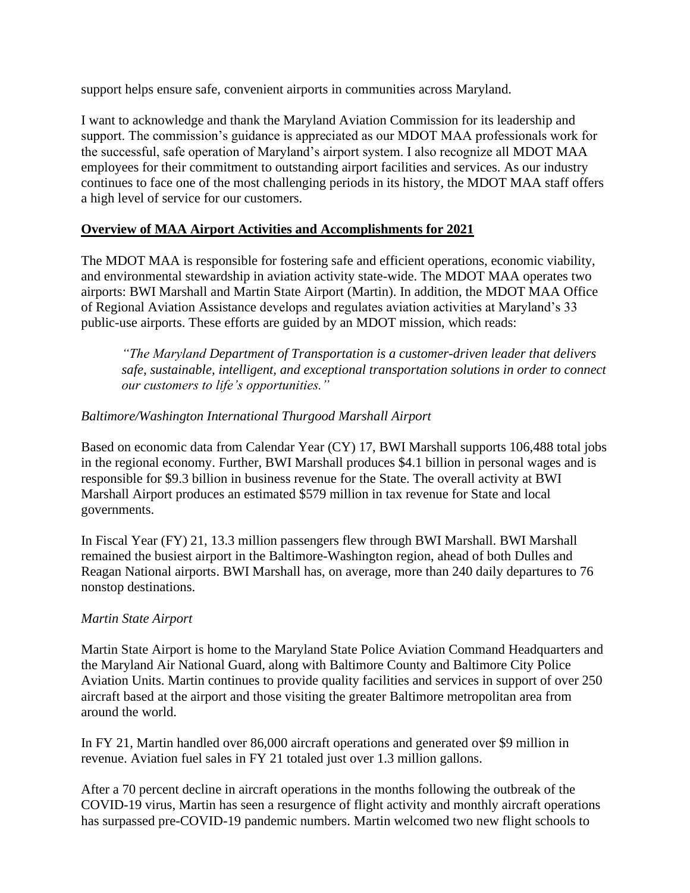support helps ensure safe, convenient airports in communities across Maryland.

I want to acknowledge and thank the Maryland Aviation Commission for its leadership and support. The commission's guidance is appreciated as our MDOT MAA professionals work for the successful, safe operation of Maryland's airport system. I also recognize all MDOT MAA employees for their commitment to outstanding airport facilities and services. As our industry continues to face one of the most challenging periods in its history, the MDOT MAA staff offers a high level of service for our customers.

## Overview of MAA Airport Activities and Accomplishments for 2021

The MDOT MAA is responsible for fostering safe and efficient operations, economic viability, and environmental stewardship in aviation activity state-wide. The MDOT MAA operates two airports: BWI Marshall and Martin State Airport (Martin). In addition, the MDOT MAA Office of Regional Aviation Assistance develops and regulates aviation activities at Maryland's 33 public-use airports. These efforts are guided by an MDOT mission, which reads:

> *"The Maryland Department of Transportation is a customer-driven leader that delivers safe, sustainable, intelligent, and exceptional transportation solutions in order to connect our customers to life's opportunities."*

### *Baltimore/Washington International Thurgood Marshall Airport*

Based on economic data from Calendar Year (CY) 17, BWI Marshall supports 106,488 total jobs in the regional economy. Further, BWI Marshall produces $4.1 billion in personal wages and is responsible for $9.3 billion in business revenue for the State. The overall activity at BWI Marshall Airport produces an estimated $579 million in tax revenue for State and local governments.

In Fiscal Year (FY) 21, 13.3 million passengers flew through BWI Marshall. BWI Marshall remained the busiest airport in the Baltimore-Washington region, ahead of both Dulles and Reagan National airports. BWI Marshall has, on average, more than 240 daily departures to 76 nonstop destinations.

### *Martin State Airport*

Martin State Airport is home to the Maryland State Police Aviation Command Headquarters and the Maryland Air National Guard, along with Baltimore County and Baltimore City Police Aviation Units. Martin continues to provide quality facilities and services in support of over 250 aircraft based at the airport and those visiting the greater Baltimore metropolitan area from around the world.

In FY 21, Martin handled over 86,000 aircraft operations and generated over $9 million in revenue. Aviation fuel sales in FY 21 totaled just over 1.3 million gallons.

After a 70 percent decline in aircraft operations in the months following the outbreak of the COVID-19 virus, Martin has seen a resurgence of flight activity and monthly aircraft operations has surpassed pre-COVID-19 pandemic numbers. Martin welcomed two new flight schools to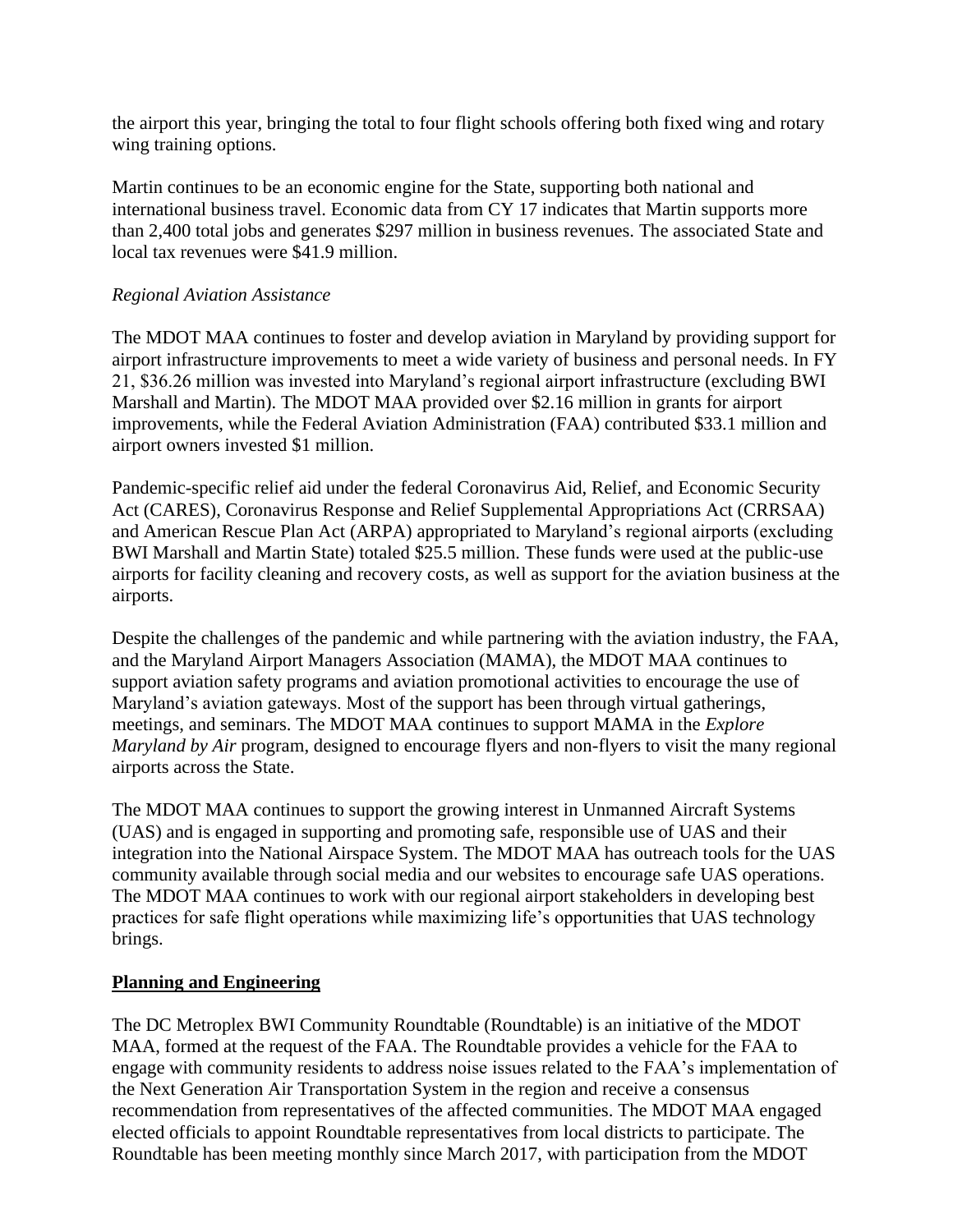the airport this year, bringing the total to four flight schools offering both fixed wing and rotary wing training options.

Martin continues to be an economic engine for the State, supporting both national and international business travel. Economic data from CY 17 indicates that Martin supports more than 2,400 total jobs and generates $297 million in business revenues. The associated State and local tax revenues were $41.9 million.

*Regional Aviation Assistance*

The MDOT MAA continues to foster and develop aviation in Maryland by providing support for airport infrastructure improvements to meet a wide variety of business and personal needs. In FY 21, $36.26 million was invested into Maryland's regional airport infrastructure (excluding BWI Marshall and Martin). The MDOT MAA provided over $2.16 million in grants for airport improvements, while the Federal Aviation Administration (FAA) contributed $33.1 million and airport owners invested $1 million.

Pandemic-specific relief aid under the federal Coronavirus Aid, Relief, and Economic Security Act (CARES), Coronavirus Response and Relief Supplemental Appropriations Act (CRRSAA) and American Rescue Plan Act (ARPA) appropriated to Maryland's regional airports (excluding BWI Marshall and Martin State) totaled $25.5 million. These funds were used at the public-use airports for facility cleaning and recovery costs, as well as support for the aviation business at the airports.

Despite the challenges of the pandemic and while partnering with the aviation industry, the FAA, and the Maryland Airport Managers Association (MAMA), the MDOT MAA continues to support aviation safety programs and aviation promotional activities to encourage the use of Maryland's aviation gateways. Most of the support has been through virtual gatherings, meetings, and seminars. The MDOT MAA continues to support MAMA in the *Explore Maryland by Air* program, designed to encourage flyers and non-flyers to visit the many regional airports across the State.

The MDOT MAA continues to support the growing interest in Unmanned Aircraft Systems (UAS) and is engaged in supporting and promoting safe, responsible use of UAS and their integration into the National Airspace System. The MDOT MAA has outreach tools for the UAS community available through social media and our websites to encourage safe UAS operations. The MDOT MAA continues to work with our regional airport stakeholders in developing best practices for safe flight operations while maximizing life's opportunities that UAS technology brings.

**Planning and Engineering**

The DC Metroplex BWI Community Roundtable (Roundtable) is an initiative of the MDOT MAA, formed at the request of the FAA. The Roundtable provides a vehicle for the FAA to engage with community residents to address noise issues related to the FAA's implementation of the Next Generation Air Transportation System in the region and receive a consensus recommendation from representatives of the affected communities. The MDOT MAA engaged elected officials to appoint Roundtable representatives from local districts to participate. The Roundtable has been meeting monthly since March 2017, with participation from the MDOT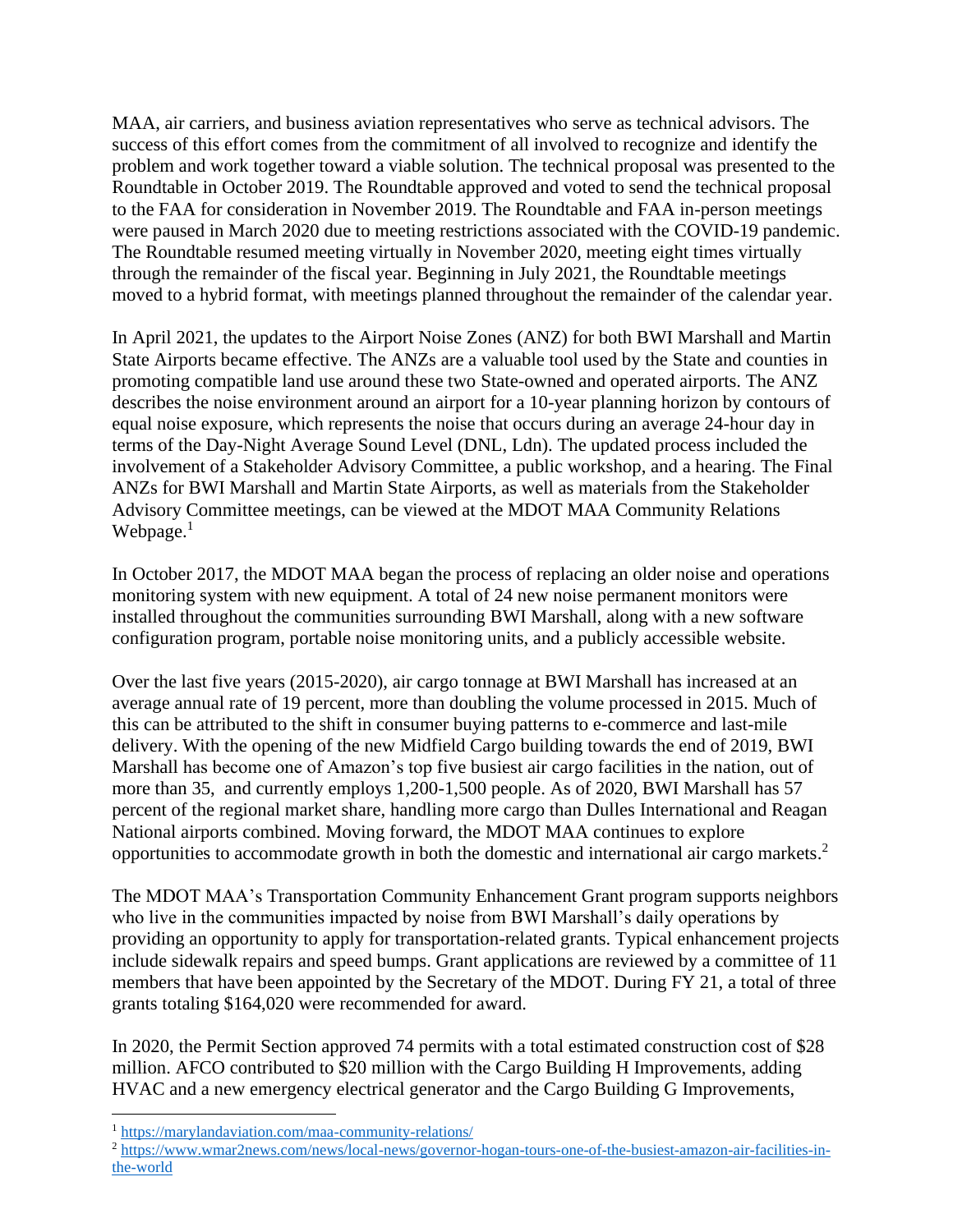MAA, air carriers, and business aviation representatives who serve as technical advisors. The success of this effort comes from the commitment of all involved to recognize and identify the problem and work together toward a viable solution. The technical proposal was presented to the Roundtable in October 2019. The Roundtable approved and voted to send the technical proposal to the FAA for consideration in November 2019. The Roundtable and FAA in-person meetings were paused in March 2020 due to meeting restrictions associated with the COVID-19 pandemic. The Roundtable resumed meeting virtually in November 2020, meeting eight times virtually through the remainder of the fiscal year. Beginning in July 2021, the Roundtable meetings moved to a hybrid format, with meetings planned throughout the remainder of the calendar year.

In April 2021, the updates to the Airport Noise Zones (ANZ) for both BWI Marshall and Martin State Airports became effective. The ANZs are a valuable tool used by the State and counties in promoting compatible land use around these two State-owned and operated airports. The ANZ describes the noise environment around an airport for a 10-year planning horizon by contours of equal noise exposure, which represents the noise that occurs during an average 24-hour day in terms of the Day-Night Average Sound Level (DNL, Ldn). The updated process included the involvement of a Stakeholder Advisory Committee, a public workshop, and a hearing. The Final ANZs for BWI Marshall and Martin State Airports, as well as materials from the Stakeholder Advisory Committee meetings, can be viewed at the MDOT MAA Community Relations Webpage.[1]

In October 2017, the MDOT MAA began the process of replacing an older noise and operations monitoring system with new equipment. A total of 24 new noise permanent monitors were installed throughout the communities surrounding BWI Marshall, along with a new software configuration program, portable noise monitoring units, and a publicly accessible website.

Over the last five years (2015-2020), air cargo tonnage at BWI Marshall has increased at an average annual rate of 19 percent, more than doubling the volume processed in 2015. Much of this can be attributed to the shift in consumer buying patterns to e-commerce and last-mile delivery. With the opening of the new Midfield Cargo building towards the end of 2019, BWI Marshall has become one of Amazon's top five busiest air cargo facilities in the nation, out of more than 35, and currently employs 1,200-1,500 people. As of 2020, BWI Marshall has 57 percent of the regional market share, handling more cargo than Dulles International and Reagan National airports combined. Moving forward, the MDOT MAA continues to explore opportunities to accommodate growth in both the domestic and international air cargo markets.[2]

The MDOT MAA's Transportation Community Enhancement Grant program supports neighbors who live in the communities impacted by noise from BWI Marshall's daily operations by providing an opportunity to apply for transportation-related grants. Typical enhancement projects include sidewalk repairs and speed bumps. Grant applications are reviewed by a committee of 11 members that have been appointed by the Secretary of the MDOT. During FY 21, a total of three grants totaling $164,020 were recommended for award.

In 2020, the Permit Section approved 74 permits with a total estimated construction cost of $28 million. AFCO contributed to $20 million with the Cargo Building H Improvements, adding HVAC and a new emergency electrical generator and the Cargo Building G Improvements,

---

[1] https://marylandaviation.com/maa-community-relations/

[2] https://www.wmar2news.com/news/local-news/governor-hogan-tours-one-of-the-busiest-amazon-air-facilities-in-the-world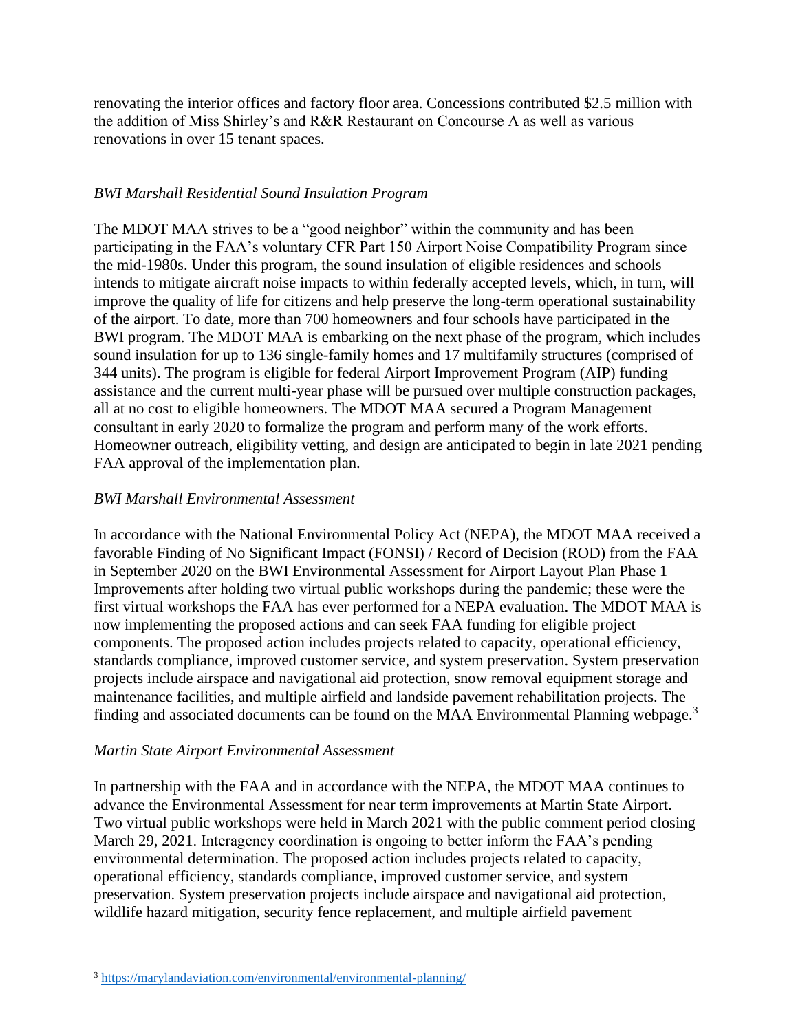renovating the interior offices and factory floor area. Concessions contributed $2.5 million with the addition of Miss Shirley's and R&R Restaurant on Concourse A as well as various renovations in over 15 tenant spaces.

*BWI Marshall Residential Sound Insulation Program*

The MDOT MAA strives to be a "good neighbor" within the community and has been participating in the FAA's voluntary CFR Part 150 Airport Noise Compatibility Program since the mid-1980s. Under this program, the sound insulation of eligible residences and schools intends to mitigate aircraft noise impacts to within federally accepted levels, which, in turn, will improve the quality of life for citizens and help preserve the long-term operational sustainability of the airport. To date, more than 700 homeowners and four schools have participated in the BWI program. The MDOT MAA is embarking on the next phase of the program, which includes sound insulation for up to 136 single-family homes and 17 multifamily structures (comprised of 344 units). The program is eligible for federal Airport Improvement Program (AIP) funding assistance and the current multi-year phase will be pursued over multiple construction packages, all at no cost to eligible homeowners. The MDOT MAA secured a Program Management consultant in early 2020 to formalize the program and perform many of the work efforts. Homeowner outreach, eligibility vetting, and design are anticipated to begin in late 2021 pending FAA approval of the implementation plan.

*BWI Marshall Environmental Assessment*

In accordance with the National Environmental Policy Act (NEPA), the MDOT MAA received a favorable Finding of No Significant Impact (FONSI) / Record of Decision (ROD) from the FAA in September 2020 on the BWI Environmental Assessment for Airport Layout Plan Phase 1 Improvements after holding two virtual public workshops during the pandemic; these were the first virtual workshops the FAA has ever performed for a NEPA evaluation. The MDOT MAA is now implementing the proposed actions and can seek FAA funding for eligible project components. The proposed action includes projects related to capacity, operational efficiency, standards compliance, improved customer service, and system preservation. System preservation projects include airspace and navigational aid protection, snow removal equipment storage and maintenance facilities, and multiple airfield and landside pavement rehabilitation projects. The finding and associated documents can be found on the MAA Environmental Planning webpage.[3]

*Martin State Airport Environmental Assessment*

In partnership with the FAA and in accordance with the NEPA, the MDOT MAA continues to advance the Environmental Assessment for near term improvements at Martin State Airport. Two virtual public workshops were held in March 2021 with the public comment period closing March 29, 2021. Interagency coordination is ongoing to better inform the FAA's pending environmental determination. The proposed action includes projects related to capacity, operational efficiency, standards compliance, improved customer service, and system preservation. System preservation projects include airspace and navigational aid protection, wildlife hazard mitigation, security fence replacement, and multiple airfield pavement

---

[3] https://marylandaviation.com/environmental/environmental-planning/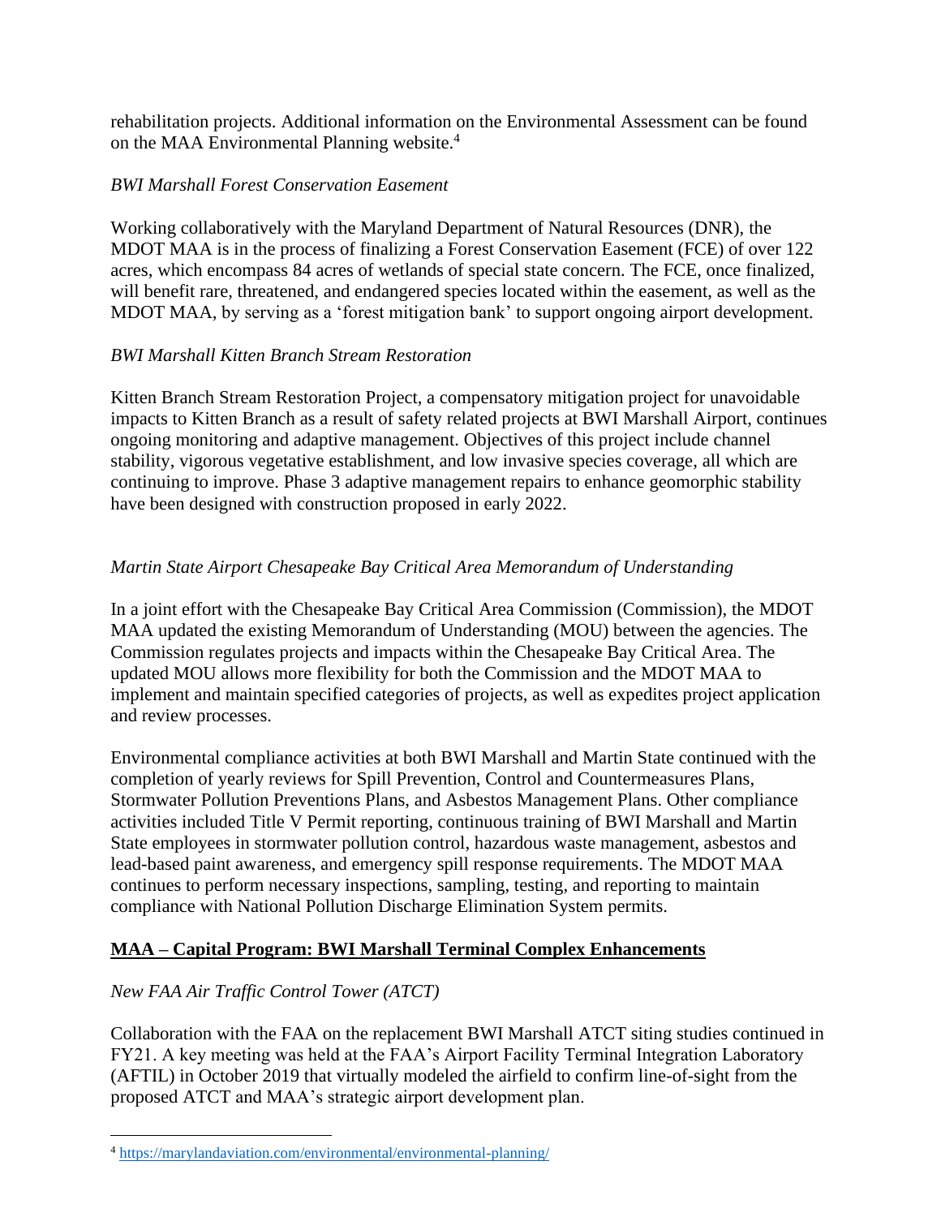rehabilitation projects. Additional information on the Environmental Assessment can be found on the MAA Environmental Planning website.[4]

*BWI Marshall Forest Conservation Easement*

Working collaboratively with the Maryland Department of Natural Resources (DNR), the MDOT MAA is in the process of finalizing a Forest Conservation Easement (FCE) of over 122 acres, which encompass 84 acres of wetlands of special state concern. The FCE, once finalized, will benefit rare, threatened, and endangered species located within the easement, as well as the MDOT MAA, by serving as a 'forest mitigation bank' to support ongoing airport development.

*BWI Marshall Kitten Branch Stream Restoration*

Kitten Branch Stream Restoration Project, a compensatory mitigation project for unavoidable impacts to Kitten Branch as a result of safety related projects at BWI Marshall Airport, continues ongoing monitoring and adaptive management. Objectives of this project include channel stability, vigorous vegetative establishment, and low invasive species coverage, all which are continuing to improve. Phase 3 adaptive management repairs to enhance geomorphic stability have been designed with construction proposed in early 2022.

*Martin State Airport Chesapeake Bay Critical Area Memorandum of Understanding*

In a joint effort with the Chesapeake Bay Critical Area Commission (Commission), the MDOT MAA updated the existing Memorandum of Understanding (MOU) between the agencies. The Commission regulates projects and impacts within the Chesapeake Bay Critical Area. The updated MOU allows more flexibility for both the Commission and the MDOT MAA to implement and maintain specified categories of projects, as well as expedites project application and review processes.

Environmental compliance activities at both BWI Marshall and Martin State continued with the completion of yearly reviews for Spill Prevention, Control and Countermeasures Plans, Stormwater Pollution Preventions Plans, and Asbestos Management Plans. Other compliance activities included Title V Permit reporting, continuous training of BWI Marshall and Martin State employees in stormwater pollution control, hazardous waste management, asbestos and lead-based paint awareness, and emergency spill response requirements. The MDOT MAA continues to perform necessary inspections, sampling, testing, and reporting to maintain compliance with National Pollution Discharge Elimination System permits.

## **MAA – Capital Program: BWI Marshall Terminal Complex Enhancements**

*New FAA Air Traffic Control Tower (ATCT)*

Collaboration with the FAA on the replacement BWI Marshall ATCT siting studies continued in FY21. A key meeting was held at the FAA's Airport Facility Terminal Integration Laboratory (AFTIL) in October 2019 that virtually modeled the airfield to confirm line-of-sight from the proposed ATCT and MAA's strategic airport development plan.

---

[4] https://marylandaviation.com/environmental/environmental-planning/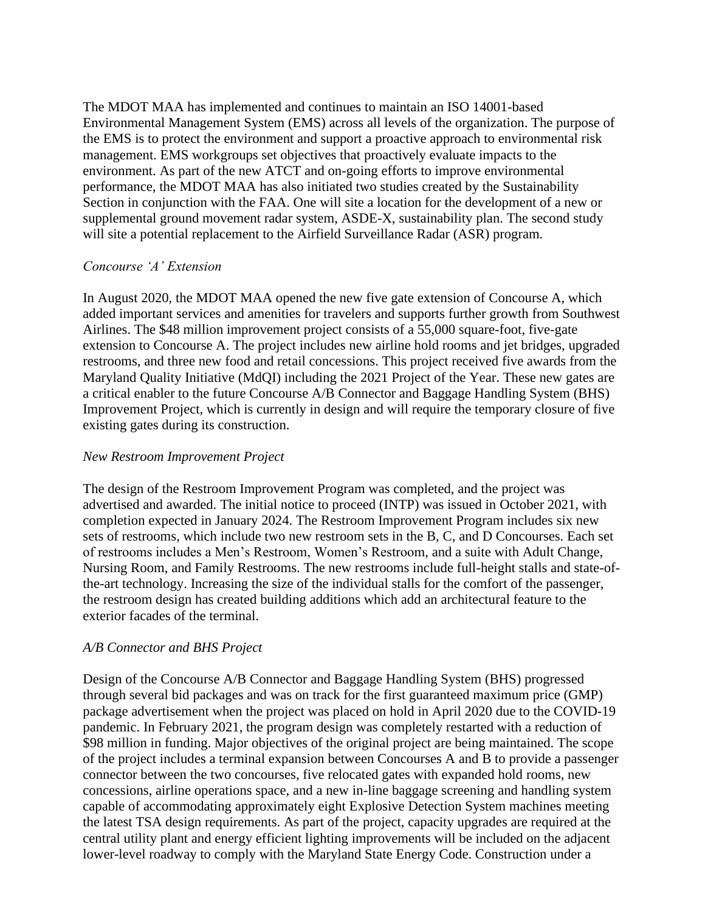The MDOT MAA has implemented and continues to maintain an ISO 14001-based Environmental Management System (EMS) across all levels of the organization. The purpose of the EMS is to protect the environment and support a proactive approach to environmental risk management. EMS workgroups set objectives that proactively evaluate impacts to the environment. As part of the new ATCT and on-going efforts to improve environmental performance, the MDOT MAA has also initiated two studies created by the Sustainability Section in conjunction with the FAA. One will site a location for the development of a new or supplemental ground movement radar system, ASDE-X, sustainability plan. The second study will site a potential replacement to the Airfield Surveillance Radar (ASR) program.

*Concourse 'A' Extension*

In August 2020, the MDOT MAA opened the new five gate extension of Concourse A, which added important services and amenities for travelers and supports further growth from Southwest Airlines. The $48 million improvement project consists of a 55,000 square-foot, five-gate extension to Concourse A. The project includes new airline hold rooms and jet bridges, upgraded restrooms, and three new food and retail concessions. This project received five awards from the Maryland Quality Initiative (MdQI) including the 2021 Project of the Year. These new gates are a critical enabler to the future Concourse A/B Connector and Baggage Handling System (BHS) Improvement Project, which is currently in design and will require the temporary closure of five existing gates during its construction.

*New Restroom Improvement Project*

The design of the Restroom Improvement Program was completed, and the project was advertised and awarded. The initial notice to proceed (INTP) was issued in October 2021, with completion expected in January 2024. The Restroom Improvement Program includes six new sets of restrooms, which include two new restroom sets in the B, C, and D Concourses. Each set of restrooms includes a Men's Restroom, Women's Restroom, and a suite with Adult Change, Nursing Room, and Family Restrooms. The new restrooms include full-height stalls and state-of-the-art technology. Increasing the size of the individual stalls for the comfort of the passenger, the restroom design has created building additions which add an architectural feature to the exterior facades of the terminal.

*A/B Connector and BHS Project*

Design of the Concourse A/B Connector and Baggage Handling System (BHS) progressed through several bid packages and was on track for the first guaranteed maximum price (GMP) package advertisement when the project was placed on hold in April 2020 due to the COVID-19 pandemic. In February 2021, the program design was completely restarted with a reduction of $98 million in funding. Major objectives of the original project are being maintained. The scope of the project includes a terminal expansion between Concourses A and B to provide a passenger connector between the two concourses, five relocated gates with expanded hold rooms, new concessions, airline operations space, and a new in-line baggage screening and handling system capable of accommodating approximately eight Explosive Detection System machines meeting the latest TSA design requirements. As part of the project, capacity upgrades are required at the central utility plant and energy efficient lighting improvements will be included on the adjacent lower-level roadway to comply with the Maryland State Energy Code. Construction under a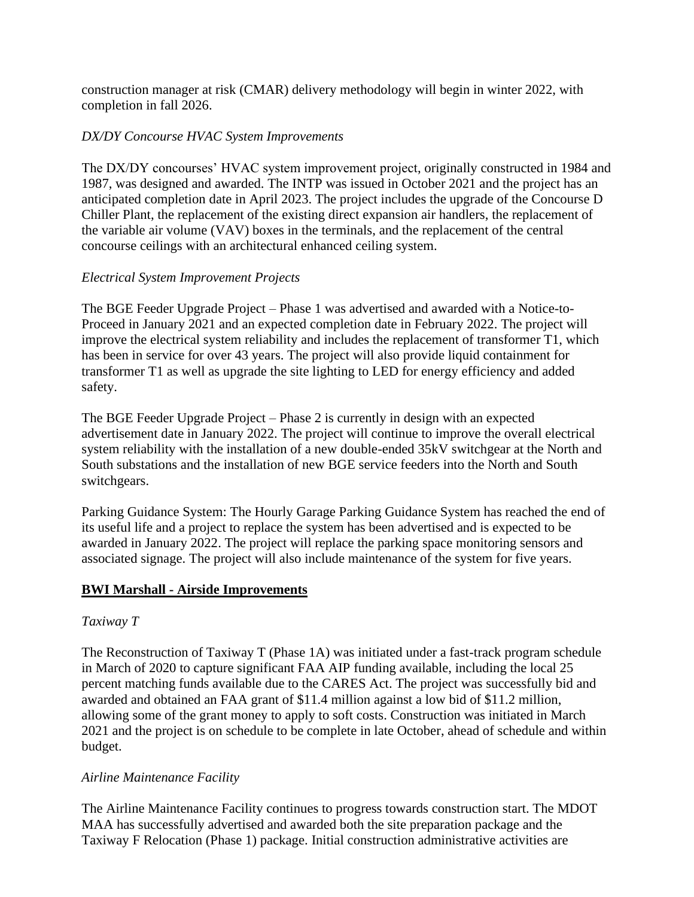construction manager at risk (CMAR) delivery methodology will begin in winter 2022, with completion in fall 2026.

*DX/DY Concourse HVAC System Improvements*

The DX/DY concourses' HVAC system improvement project, originally constructed in 1984 and 1987, was designed and awarded. The INTP was issued in October 2021 and the project has an anticipated completion date in April 2023. The project includes the upgrade of the Concourse D Chiller Plant, the replacement of the existing direct expansion air handlers, the replacement of the variable air volume (VAV) boxes in the terminals, and the replacement of the central concourse ceilings with an architectural enhanced ceiling system.

*Electrical System Improvement Projects*

The BGE Feeder Upgrade Project – Phase 1 was advertised and awarded with a Notice-to-Proceed in January 2021 and an expected completion date in February 2022. The project will improve the electrical system reliability and includes the replacement of transformer T1, which has been in service for over 43 years. The project will also provide liquid containment for transformer T1 as well as upgrade the site lighting to LED for energy efficiency and added safety.

The BGE Feeder Upgrade Project – Phase 2 is currently in design with an expected advertisement date in January 2022. The project will continue to improve the overall electrical system reliability with the installation of a new double-ended 35kV switchgear at the North and South substations and the installation of new BGE service feeders into the North and South switchgears.

Parking Guidance System: The Hourly Garage Parking Guidance System has reached the end of its useful life and a project to replace the system has been advertised and is expected to be awarded in January 2022. The project will replace the parking space monitoring sensors and associated signage. The project will also include maintenance of the system for five years.

**BWI Marshall - Airside Improvements**

*Taxiway T*

The Reconstruction of Taxiway T (Phase 1A) was initiated under a fast-track program schedule in March of 2020 to capture significant FAA AIP funding available, including the local 25 percent matching funds available due to the CARES Act. The project was successfully bid and awarded and obtained an FAA grant of $11.4 million against a low bid of $11.2 million, allowing some of the grant money to apply to soft costs. Construction was initiated in March 2021 and the project is on schedule to be complete in late October, ahead of schedule and within budget.

*Airline Maintenance Facility*

The Airline Maintenance Facility continues to progress towards construction start. The MDOT MAA has successfully advertised and awarded both the site preparation package and the Taxiway F Relocation (Phase 1) package. Initial construction administrative activities are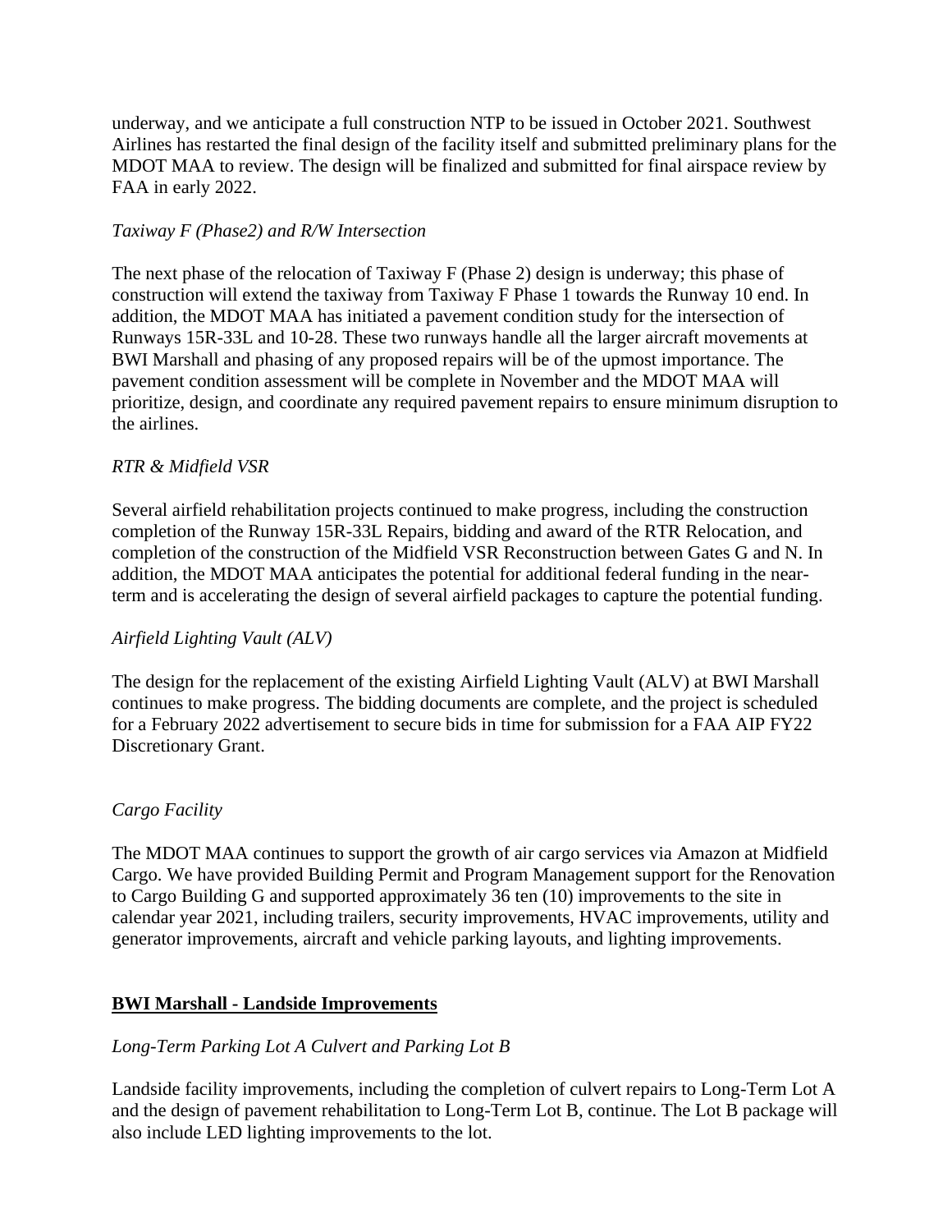underway, and we anticipate a full construction NTP to be issued in October 2021. Southwest Airlines has restarted the final design of the facility itself and submitted preliminary plans for the MDOT MAA to review. The design will be finalized and submitted for final airspace review by FAA in early 2022.

*Taxiway F (Phase2) and R/W Intersection*

The next phase of the relocation of Taxiway F (Phase 2) design is underway; this phase of construction will extend the taxiway from Taxiway F Phase 1 towards the Runway 10 end. In addition, the MDOT MAA has initiated a pavement condition study for the intersection of Runways 15R-33L and 10-28. These two runways handle all the larger aircraft movements at BWI Marshall and phasing of any proposed repairs will be of the upmost importance. The pavement condition assessment will be complete in November and the MDOT MAA will prioritize, design, and coordinate any required pavement repairs to ensure minimum disruption to the airlines.

*RTR & Midfield VSR*

Several airfield rehabilitation projects continued to make progress, including the construction completion of the Runway 15R-33L Repairs, bidding and award of the RTR Relocation, and completion of the construction of the Midfield VSR Reconstruction between Gates G and N. In addition, the MDOT MAA anticipates the potential for additional federal funding in the near-term and is accelerating the design of several airfield packages to capture the potential funding.

*Airfield Lighting Vault (ALV)*

The design for the replacement of the existing Airfield Lighting Vault (ALV) at BWI Marshall continues to make progress. The bidding documents are complete, and the project is scheduled for a February 2022 advertisement to secure bids in time for submission for a FAA AIP FY22 Discretionary Grant.

*Cargo Facility*

The MDOT MAA continues to support the growth of air cargo services via Amazon at Midfield Cargo. We have provided Building Permit and Program Management support for the Renovation to Cargo Building G and supported approximately 36 ten (10) improvements to the site in calendar year 2021, including trailers, security improvements, HVAC improvements, utility and generator improvements, aircraft and vehicle parking layouts, and lighting improvements.

**BWI Marshall - Landside Improvements**

*Long-Term Parking Lot A Culvert and Parking Lot B*

Landside facility improvements, including the completion of culvert repairs to Long-Term Lot A and the design of pavement rehabilitation to Long-Term Lot B, continue. The Lot B package will also include LED lighting improvements to the lot.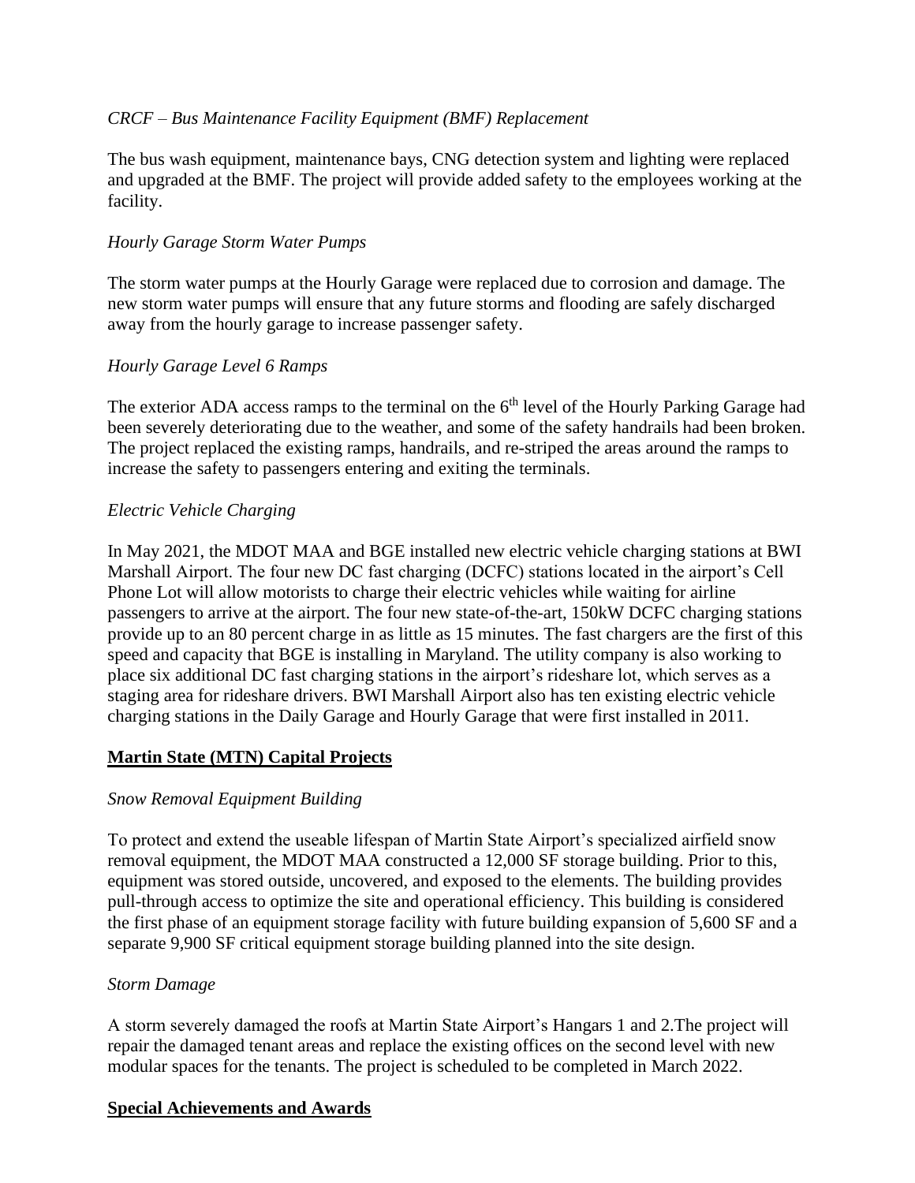*CRCF – Bus Maintenance Facility Equipment (BMF) Replacement*

The bus wash equipment, maintenance bays, CNG detection system and lighting were replaced and upgraded at the BMF. The project will provide added safety to the employees working at the facility.

*Hourly Garage Storm Water Pumps*

The storm water pumps at the Hourly Garage were replaced due to corrosion and damage. The new storm water pumps will ensure that any future storms and flooding are safely discharged away from the hourly garage to increase passenger safety.

*Hourly Garage Level 6 Ramps*

The exterior ADA access ramps to the terminal on the 6th level of the Hourly Parking Garage had been severely deteriorating due to the weather, and some of the safety handrails had been broken. The project replaced the existing ramps, handrails, and re-striped the areas around the ramps to increase the safety to passengers entering and exiting the terminals.

*Electric Vehicle Charging*

In May 2021, the MDOT MAA and BGE installed new electric vehicle charging stations at BWI Marshall Airport. The four new DC fast charging (DCFC) stations located in the airport's Cell Phone Lot will allow motorists to charge their electric vehicles while waiting for airline passengers to arrive at the airport. The four new state-of-the-art, 150kW DCFC charging stations provide up to an 80 percent charge in as little as 15 minutes. The fast chargers are the first of this speed and capacity that BGE is installing in Maryland. The utility company is also working to place six additional DC fast charging stations in the airport's rideshare lot, which serves as a staging area for rideshare drivers. BWI Marshall Airport also has ten existing electric vehicle charging stations in the Daily Garage and Hourly Garage that were first installed in 2011.

## Martin State (MTN) Capital Projects

*Snow Removal Equipment Building*

To protect and extend the useable lifespan of Martin State Airport's specialized airfield snow removal equipment, the MDOT MAA constructed a 12,000 SF storage building. Prior to this, equipment was stored outside, uncovered, and exposed to the elements. The building provides pull-through access to optimize the site and operational efficiency. This building is considered the first phase of an equipment storage facility with future building expansion of 5,600 SF and a separate 9,900 SF critical equipment storage building planned into the site design.

*Storm Damage*

A storm severely damaged the roofs at Martin State Airport's Hangars 1 and 2.The project will repair the damaged tenant areas and replace the existing offices on the second level with new modular spaces for the tenants. The project is scheduled to be completed in March 2022.

## Special Achievements and Awards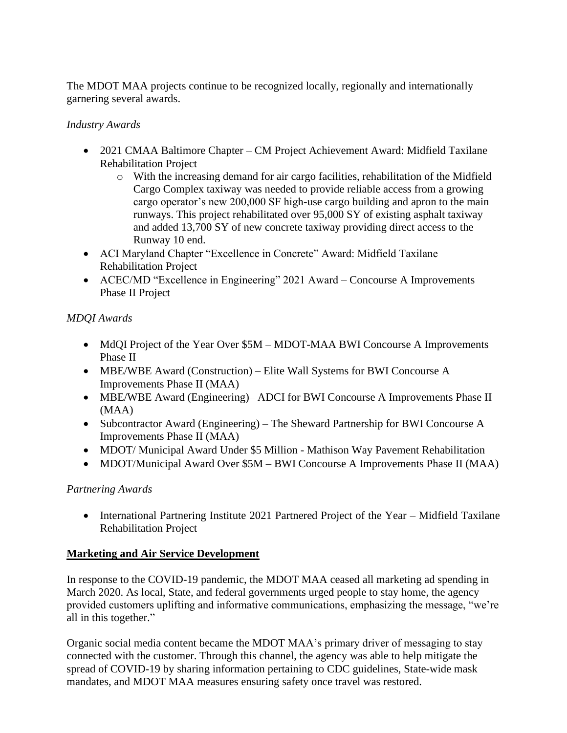The MDOT MAA projects continue to be recognized locally, regionally and internationally garnering several awards.

*Industry Awards*

- 2021 CMAA Baltimore Chapter – CM Project Achievement Award: Midfield Taxilane Rehabilitation Project
    - With the increasing demand for air cargo facilities, rehabilitation of the Midfield Cargo Complex taxiway was needed to provide reliable access from a growing cargo operator's new 200,000 SF high-use cargo building and apron to the main runways. This project rehabilitated over 95,000 SY of existing asphalt taxiway and added 13,700 SY of new concrete taxiway providing direct access to the Runway 10 end.
- ACI Maryland Chapter "Excellence in Concrete" Award: Midfield Taxilane Rehabilitation Project
- ACEC/MD "Excellence in Engineering" 2021 Award – Concourse A Improvements Phase II Project

*MDQI Awards*

- MdQI Project of the Year Over $5M – MDOT-MAA BWI Concourse A Improvements Phase II
- MBE/WBE Award (Construction) – Elite Wall Systems for BWI Concourse A Improvements Phase II (MAA)
- MBE/WBE Award (Engineering)– ADCI for BWI Concourse A Improvements Phase II (MAA)
- Subcontractor Award (Engineering) – The Sheward Partnership for BWI Concourse A Improvements Phase II (MAA)
- MDOT/ Municipal Award Under $5 Million - Mathison Way Pavement Rehabilitation
- MDOT/Municipal Award Over $5M – BWI Concourse A Improvements Phase II (MAA)

*Partnering Awards*

- International Partnering Institute 2021 Partnered Project of the Year – Midfield Taxilane Rehabilitation Project

**<u>Marketing and Air Service Development</u>**

In response to the COVID-19 pandemic, the MDOT MAA ceased all marketing ad spending in March 2020. As local, State, and federal governments urged people to stay home, the agency provided customers uplifting and informative communications, emphasizing the message, "we're all in this together."

Organic social media content became the MDOT MAA's primary driver of messaging to stay connected with the customer. Through this channel, the agency was able to help mitigate the spread of COVID-19 by sharing information pertaining to CDC guidelines, State-wide mask mandates, and MDOT MAA measures ensuring safety once travel was restored.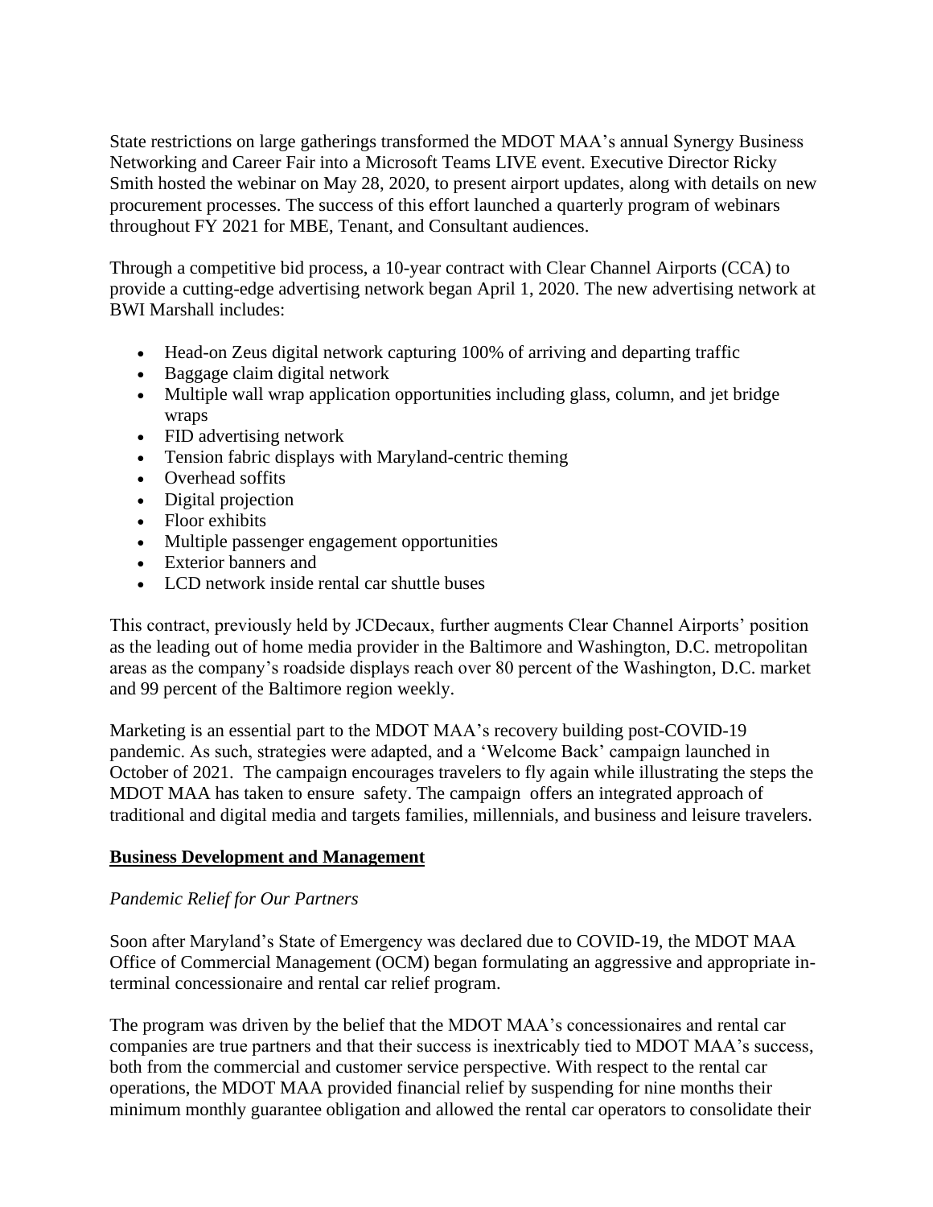State restrictions on large gatherings transformed the MDOT MAA's annual Synergy Business Networking and Career Fair into a Microsoft Teams LIVE event. Executive Director Ricky Smith hosted the webinar on May 28, 2020, to present airport updates, along with details on new procurement processes. The success of this effort launched a quarterly program of webinars throughout FY 2021 for MBE, Tenant, and Consultant audiences.

Through a competitive bid process, a 10-year contract with Clear Channel Airports (CCA) to provide a cutting-edge advertising network began April 1, 2020. The new advertising network at BWI Marshall includes:

- Head-on Zeus digital network capturing 100% of arriving and departing traffic
- Baggage claim digital network
- Multiple wall wrap application opportunities including glass, column, and jet bridge wraps
- FID advertising network
- Tension fabric displays with Maryland-centric theming
- Overhead soffits
- Digital projection
- Floor exhibits
- Multiple passenger engagement opportunities
- Exterior banners and
- LCD network inside rental car shuttle buses

This contract, previously held by JCDecaux, further augments Clear Channel Airports' position as the leading out of home media provider in the Baltimore and Washington, D.C. metropolitan areas as the company's roadside displays reach over 80 percent of the Washington, D.C. market and 99 percent of the Baltimore region weekly.

Marketing is an essential part to the MDOT MAA's recovery building post-COVID-19 pandemic. As such, strategies were adapted, and a 'Welcome Back' campaign launched in October of 2021. The campaign encourages travelers to fly again while illustrating the steps the MDOT MAA has taken to ensure safety. The campaign offers an integrated approach of traditional and digital media and targets families, millennials, and business and leisure travelers.

## Business Development and Management

*Pandemic Relief for Our Partners*

Soon after Maryland's State of Emergency was declared due to COVID-19, the MDOT MAA Office of Commercial Management (OCM) began formulating an aggressive and appropriate in-terminal concessionaire and rental car relief program.

The program was driven by the belief that the MDOT MAA's concessionaires and rental car companies are true partners and that their success is inextricably tied to MDOT MAA's success, both from the commercial and customer service perspective. With respect to the rental car operations, the MDOT MAA provided financial relief by suspending for nine months their minimum monthly guarantee obligation and allowed the rental car operators to consolidate their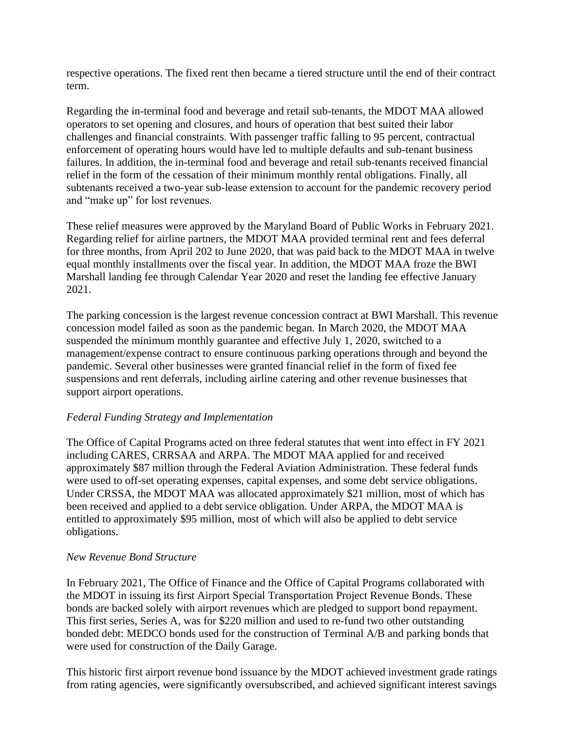respective operations. The fixed rent then became a tiered structure until the end of their contract term.

Regarding the in-terminal food and beverage and retail sub-tenants, the MDOT MAA allowed operators to set opening and closures, and hours of operation that best suited their labor challenges and financial constraints. With passenger traffic falling to 95 percent, contractual enforcement of operating hours would have led to multiple defaults and sub-tenant business failures. In addition, the in-terminal food and beverage and retail sub-tenants received financial relief in the form of the cessation of their minimum monthly rental obligations. Finally, all subtenants received a two-year sub-lease extension to account for the pandemic recovery period and "make up" for lost revenues.

These relief measures were approved by the Maryland Board of Public Works in February 2021. Regarding relief for airline partners, the MDOT MAA provided terminal rent and fees deferral for three months, from April 202 to June 2020, that was paid back to the MDOT MAA in twelve equal monthly installments over the fiscal year. In addition, the MDOT MAA froze the BWI Marshall landing fee through Calendar Year 2020 and reset the landing fee effective January 2021.

The parking concession is the largest revenue concession contract at BWI Marshall. This revenue concession model failed as soon as the pandemic began. In March 2020, the MDOT MAA suspended the minimum monthly guarantee and effective July 1, 2020, switched to a management/expense contract to ensure continuous parking operations through and beyond the pandemic. Several other businesses were granted financial relief in the form of fixed fee suspensions and rent deferrals, including airline catering and other revenue businesses that support airport operations.

*Federal Funding Strategy and Implementation*

The Office of Capital Programs acted on three federal statutes that went into effect in FY 2021 including CARES, CRRSAA and ARPA. The MDOT MAA applied for and received approximately $87 million through the Federal Aviation Administration. These federal funds were used to off-set operating expenses, capital expenses, and some debt service obligations. Under CRSSA, the MDOT MAA was allocated approximately $21 million, most of which has been received and applied to a debt service obligation. Under ARPA, the MDOT MAA is entitled to approximately $95 million, most of which will also be applied to debt service obligations.

*New Revenue Bond Structure*

In February 2021, The Office of Finance and the Office of Capital Programs collaborated with the MDOT in issuing its first Airport Special Transportation Project Revenue Bonds. These bonds are backed solely with airport revenues which are pledged to support bond repayment. This first series, Series A, was for $220 million and used to re-fund two other outstanding bonded debt: MEDCO bonds used for the construction of Terminal A/B and parking bonds that were used for construction of the Daily Garage.

This historic first airport revenue bond issuance by the MDOT achieved investment grade ratings from rating agencies, were significantly oversubscribed, and achieved significant interest savings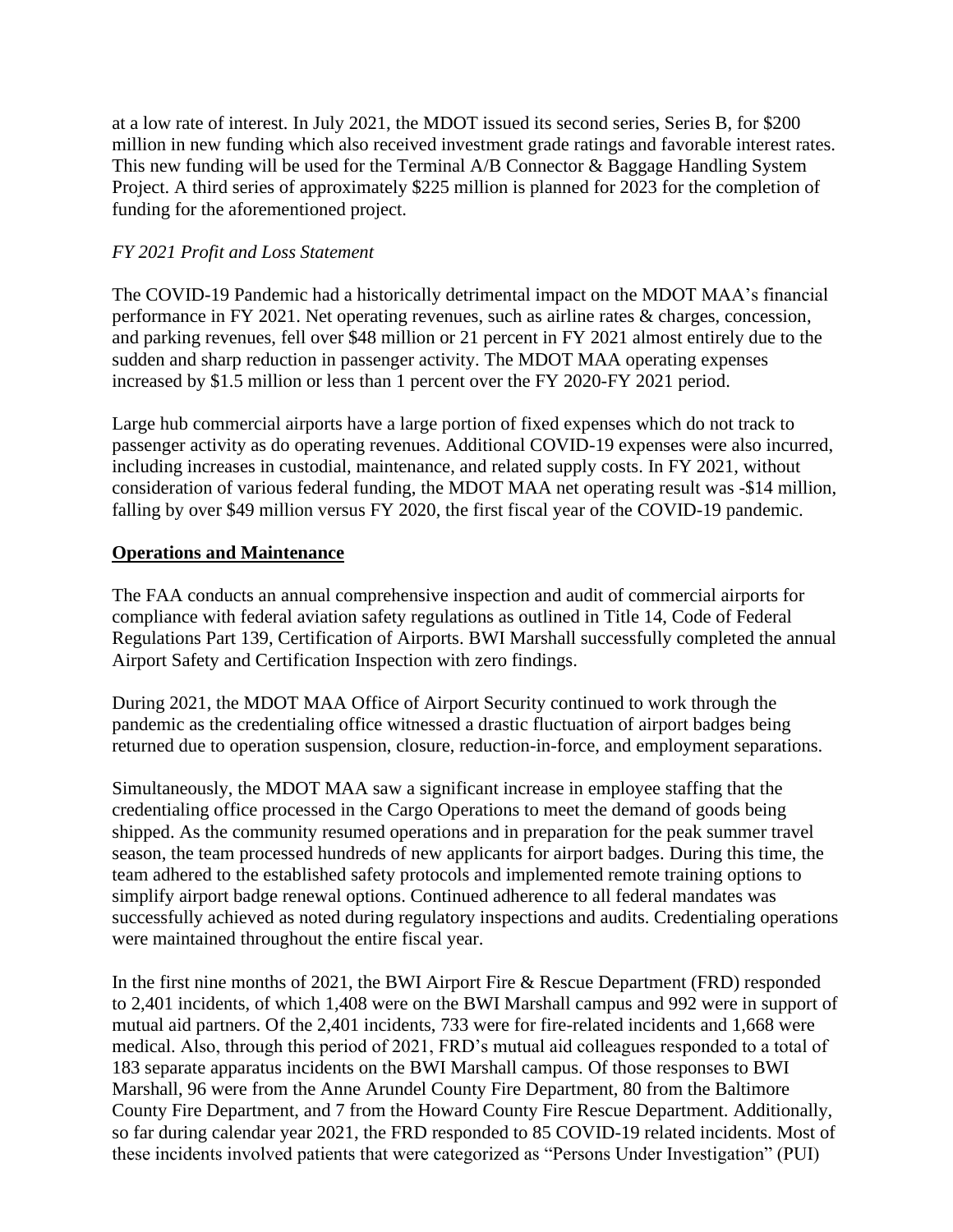at a low rate of interest. In July 2021, the MDOT issued its second series, Series B, for $200 million in new funding which also received investment grade ratings and favorable interest rates. This new funding will be used for the Terminal A/B Connector & Baggage Handling System Project. A third series of approximately $225 million is planned for 2023 for the completion of funding for the aforementioned project.

*FY 2021 Profit and Loss Statement*

The COVID-19 Pandemic had a historically detrimental impact on the MDOT MAA's financial performance in FY 2021. Net operating revenues, such as airline rates & charges, concession, and parking revenues, fell over $48 million or 21 percent in FY 2021 almost entirely due to the sudden and sharp reduction in passenger activity. The MDOT MAA operating expenses increased by $1.5 million or less than 1 percent over the FY 2020-FY 2021 period.

Large hub commercial airports have a large portion of fixed expenses which do not track to passenger activity as do operating revenues. Additional COVID-19 expenses were also incurred, including increases in custodial, maintenance, and related supply costs. In FY 2021, without consideration of various federal funding, the MDOT MAA net operating result was -$14 million, falling by over $49 million versus FY 2020, the first fiscal year of the COVID-19 pandemic.

**<u>Operations and Maintenance</u>**

The FAA conducts an annual comprehensive inspection and audit of commercial airports for compliance with federal aviation safety regulations as outlined in Title 14, Code of Federal Regulations Part 139, Certification of Airports. BWI Marshall successfully completed the annual Airport Safety and Certification Inspection with zero findings.

During 2021, the MDOT MAA Office of Airport Security continued to work through the pandemic as the credentialing office witnessed a drastic fluctuation of airport badges being returned due to operation suspension, closure, reduction-in-force, and employment separations.

Simultaneously, the MDOT MAA saw a significant increase in employee staffing that the credentialing office processed in the Cargo Operations to meet the demand of goods being shipped. As the community resumed operations and in preparation for the peak summer travel season, the team processed hundreds of new applicants for airport badges. During this time, the team adhered to the established safety protocols and implemented remote training options to simplify airport badge renewal options. Continued adherence to all federal mandates was successfully achieved as noted during regulatory inspections and audits. Credentialing operations were maintained throughout the entire fiscal year.

In the first nine months of 2021, the BWI Airport Fire & Rescue Department (FRD) responded to 2,401 incidents, of which 1,408 were on the BWI Marshall campus and 992 were in support of mutual aid partners. Of the 2,401 incidents, 733 were for fire-related incidents and 1,668 were medical. Also, through this period of 2021, FRD's mutual aid colleagues responded to a total of 183 separate apparatus incidents on the BWI Marshall campus. Of those responses to BWI Marshall, 96 were from the Anne Arundel County Fire Department, 80 from the Baltimore County Fire Department, and 7 from the Howard County Fire Rescue Department. Additionally, so far during calendar year 2021, the FRD responded to 85 COVID-19 related incidents. Most of these incidents involved patients that were categorized as "Persons Under Investigation" (PUI)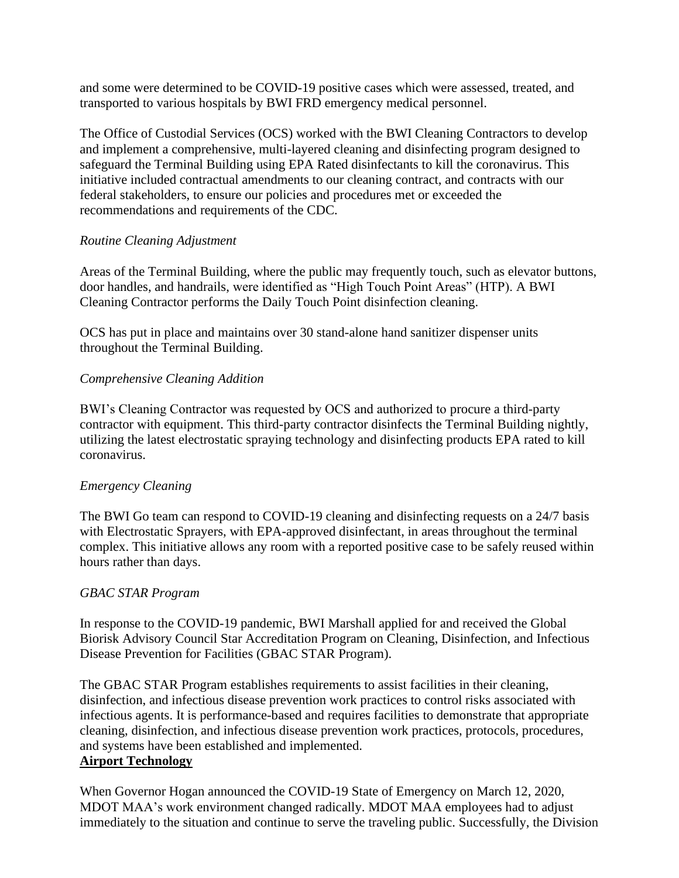and some were determined to be COVID-19 positive cases which were assessed, treated, and transported to various hospitals by BWI FRD emergency medical personnel.

The Office of Custodial Services (OCS) worked with the BWI Cleaning Contractors to develop and implement a comprehensive, multi-layered cleaning and disinfecting program designed to safeguard the Terminal Building using EPA Rated disinfectants to kill the coronavirus. This initiative included contractual amendments to our cleaning contract, and contracts with our federal stakeholders, to ensure our policies and procedures met or exceeded the recommendations and requirements of the CDC.

*Routine Cleaning Adjustment*

Areas of the Terminal Building, where the public may frequently touch, such as elevator buttons, door handles, and handrails, were identified as "High Touch Point Areas" (HTP). A BWI Cleaning Contractor performs the Daily Touch Point disinfection cleaning.

OCS has put in place and maintains over 30 stand-alone hand sanitizer dispenser units throughout the Terminal Building.

*Comprehensive Cleaning Addition*

BWI's Cleaning Contractor was requested by OCS and authorized to procure a third-party contractor with equipment. This third-party contractor disinfects the Terminal Building nightly, utilizing the latest electrostatic spraying technology and disinfecting products EPA rated to kill coronavirus.

*Emergency Cleaning*

The BWI Go team can respond to COVID-19 cleaning and disinfecting requests on a 24/7 basis with Electrostatic Sprayers, with EPA-approved disinfectant, in areas throughout the terminal complex. This initiative allows any room with a reported positive case to be safely reused within hours rather than days.

*GBAC STAR Program*

In response to the COVID-19 pandemic, BWI Marshall applied for and received the Global Biorisk Advisory Council Star Accreditation Program on Cleaning, Disinfection, and Infectious Disease Prevention for Facilities (GBAC STAR Program).

The GBAC STAR Program establishes requirements to assist facilities in their cleaning, disinfection, and infectious disease prevention work practices to control risks associated with infectious agents. It is performance-based and requires facilities to demonstrate that appropriate cleaning, disinfection, and infectious disease prevention work practices, protocols, procedures, and systems have been established and implemented.

**Airport Technology**

When Governor Hogan announced the COVID-19 State of Emergency on March 12, 2020, MDOT MAA's work environment changed radically. MDOT MAA employees had to adjust immediately to the situation and continue to serve the traveling public. Successfully, the Division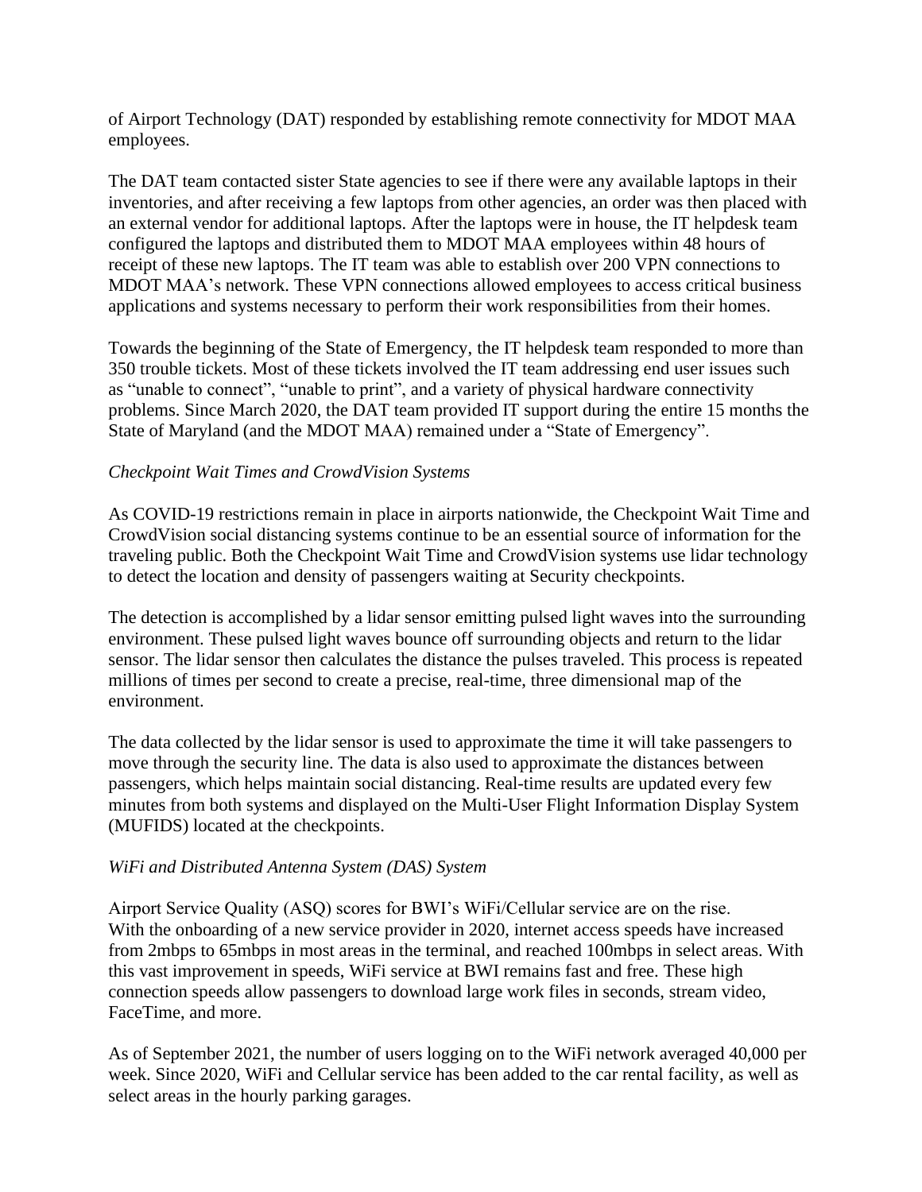of Airport Technology (DAT) responded by establishing remote connectivity for MDOT MAA employees.

The DAT team contacted sister State agencies to see if there were any available laptops in their inventories, and after receiving a few laptops from other agencies, an order was then placed with an external vendor for additional laptops. After the laptops were in house, the IT helpdesk team configured the laptops and distributed them to MDOT MAA employees within 48 hours of receipt of these new laptops. The IT team was able to establish over 200 VPN connections to MDOT MAA's network. These VPN connections allowed employees to access critical business applications and systems necessary to perform their work responsibilities from their homes.

Towards the beginning of the State of Emergency, the IT helpdesk team responded to more than 350 trouble tickets. Most of these tickets involved the IT team addressing end user issues such as "unable to connect", "unable to print", and a variety of physical hardware connectivity problems. Since March 2020, the DAT team provided IT support during the entire 15 months the State of Maryland (and the MDOT MAA) remained under a "State of Emergency".

*Checkpoint Wait Times and CrowdVision Systems*

As COVID-19 restrictions remain in place in airports nationwide, the Checkpoint Wait Time and CrowdVision social distancing systems continue to be an essential source of information for the traveling public. Both the Checkpoint Wait Time and CrowdVision systems use lidar technology to detect the location and density of passengers waiting at Security checkpoints.

The detection is accomplished by a lidar sensor emitting pulsed light waves into the surrounding environment. These pulsed light waves bounce off surrounding objects and return to the lidar sensor. The lidar sensor then calculates the distance the pulses traveled. This process is repeated millions of times per second to create a precise, real-time, three dimensional map of the environment.

The data collected by the lidar sensor is used to approximate the time it will take passengers to move through the security line. The data is also used to approximate the distances between passengers, which helps maintain social distancing. Real-time results are updated every few minutes from both systems and displayed on the Multi-User Flight Information Display System (MUFIDS) located at the checkpoints.

*WiFi and Distributed Antenna System (DAS) System*

Airport Service Quality (ASQ) scores for BWI's WiFi/Cellular service are on the rise. With the onboarding of a new service provider in 2020, internet access speeds have increased from 2mbps to 65mbps in most areas in the terminal, and reached 100mbps in select areas. With this vast improvement in speeds, WiFi service at BWI remains fast and free. These high connection speeds allow passengers to download large work files in seconds, stream video, FaceTime, and more.

As of September 2021, the number of users logging on to the WiFi network averaged 40,000 per week. Since 2020, WiFi and Cellular service has been added to the car rental facility, as well as select areas in the hourly parking garages.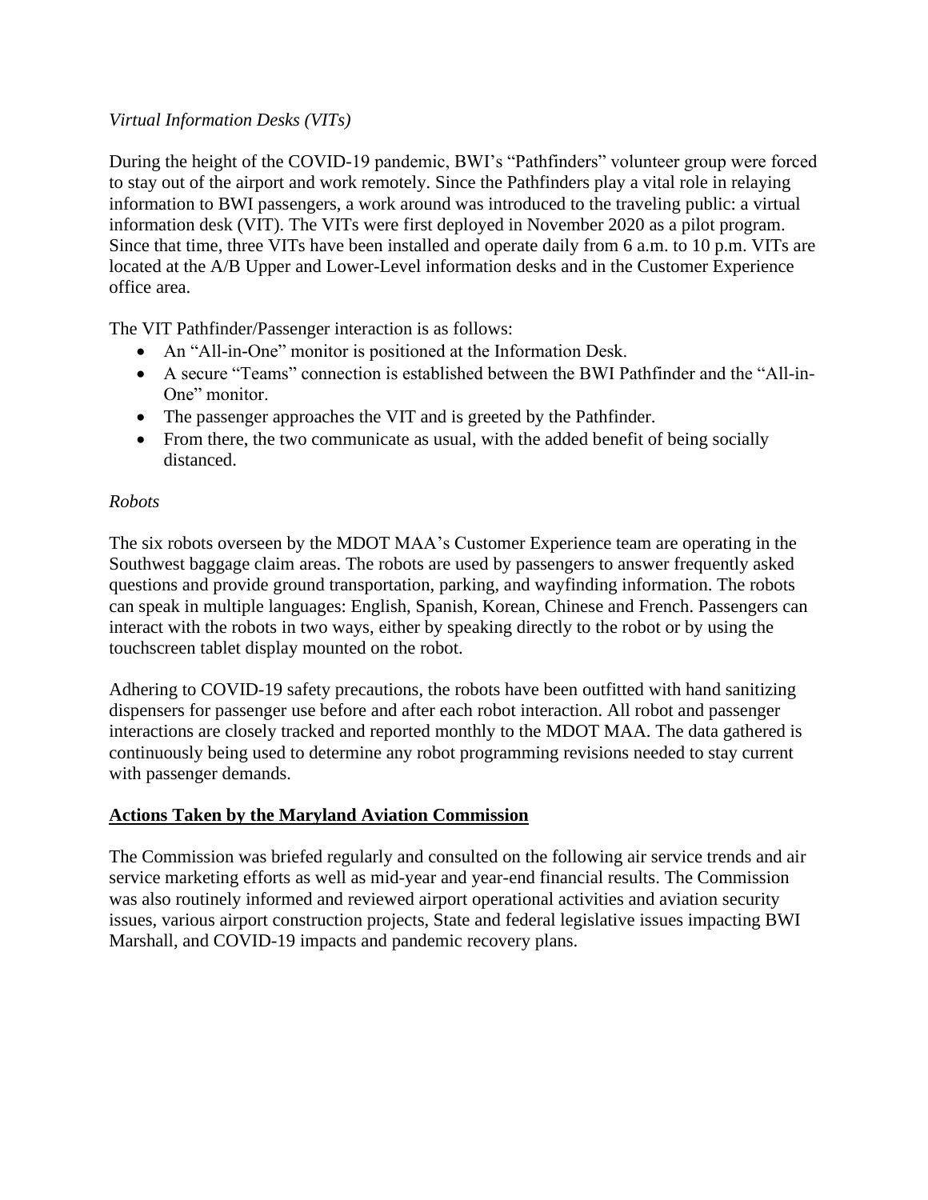*Virtual Information Desks (VITs)*

During the height of the COVID-19 pandemic, BWI's "Pathfinders" volunteer group were forced to stay out of the airport and work remotely. Since the Pathfinders play a vital role in relaying information to BWI passengers, a work around was introduced to the traveling public: a virtual information desk (VIT). The VITs were first deployed in November 2020 as a pilot program. Since that time, three VITs have been installed and operate daily from 6 a.m. to 10 p.m. VITs are located at the A/B Upper and Lower-Level information desks and in the Customer Experience office area.

The VIT Pathfinder/Passenger interaction is as follows:

- An "All-in-One" monitor is positioned at the Information Desk.
- A secure "Teams" connection is established between the BWI Pathfinder and the "All-in-One" monitor.
- The passenger approaches the VIT and is greeted by the Pathfinder.
- From there, the two communicate as usual, with the added benefit of being socially distanced.

*Robots*

The six robots overseen by the MDOT MAA's Customer Experience team are operating in the Southwest baggage claim areas. The robots are used by passengers to answer frequently asked questions and provide ground transportation, parking, and wayfinding information. The robots can speak in multiple languages: English, Spanish, Korean, Chinese and French. Passengers can interact with the robots in two ways, either by speaking directly to the robot or by using the touchscreen tablet display mounted on the robot.

Adhering to COVID-19 safety precautions, the robots have been outfitted with hand sanitizing dispensers for passenger use before and after each robot interaction. All robot and passenger interactions are closely tracked and reported monthly to the MDOT MAA. The data gathered is continuously being used to determine any robot programming revisions needed to stay current with passenger demands.

## **Actions Taken by the Maryland Aviation Commission**

The Commission was briefed regularly and consulted on the following air service trends and air service marketing efforts as well as mid-year and year-end financial results. The Commission was also routinely informed and reviewed airport operational activities and aviation security issues, various airport construction projects, State and federal legislative issues impacting BWI Marshall, and COVID-19 impacts and pandemic recovery plans.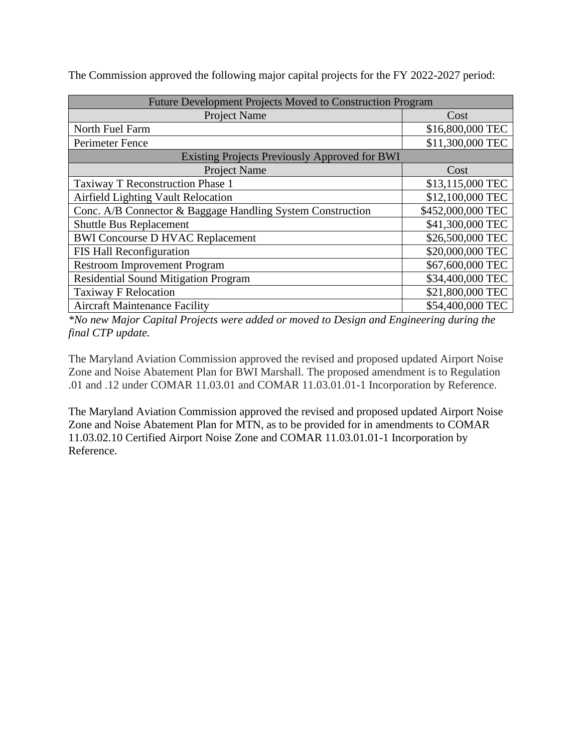The Commission approved the following major capital projects for the FY 2022-2027 period:

| Future Development Projects Moved to Construction Program | |
|---|---|
| Project Name | Cost |
| North Fuel Farm | $16,800,000 TEC |
| Perimeter Fence | $11,300,000 TEC |
| Existing Projects Previously Approved for BWI | |
| Project Name | Cost |
| Taxiway T Reconstruction Phase 1 | $13,115,000 TEC |
| Airfield Lighting Vault Relocation | $12,100,000 TEC |
| Conc. A/B Connector & Baggage Handling System Construction | $452,000,000 TEC |
| Shuttle Bus Replacement | $41,300,000 TEC |
| BWI Concourse D HVAC Replacement | $26,500,000 TEC |
| FIS Hall Reconfiguration | $20,000,000 TEC |
| Restroom Improvement Program | $67,600,000 TEC |
| Residential Sound Mitigation Program | $34,400,000 TEC |
| Taxiway F Relocation | $21,800,000 TEC |
| Aircraft Maintenance Facility | $54,400,000 TEC |

*\*No new Major Capital Projects were added or moved to Design and Engineering during the final CTP update.*

The Maryland Aviation Commission approved the revised and proposed updated Airport Noise Zone and Noise Abatement Plan for BWI Marshall. The proposed amendment is to Regulation .01 and .12 under COMAR 11.03.01 and COMAR 11.03.01.01-1 Incorporation by Reference.

The Maryland Aviation Commission approved the revised and proposed updated Airport Noise Zone and Noise Abatement Plan for MTN, as to be provided for in amendments to COMAR 11.03.02.10 Certified Airport Noise Zone and COMAR 11.03.01.01-1 Incorporation by Reference.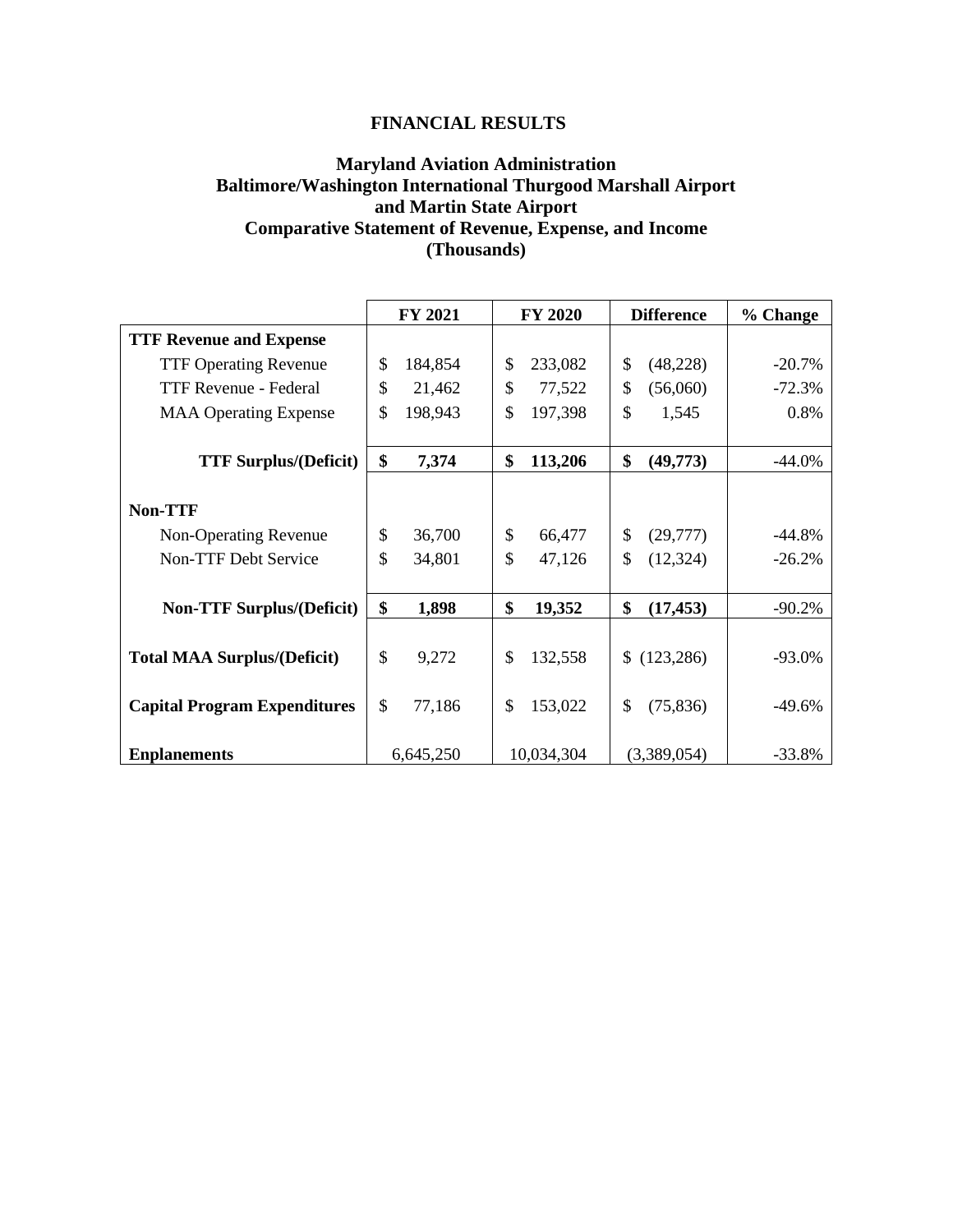# FINANCIAL RESULTS

## Maryland Aviation Administration
## Baltimore/Washington International Thurgood Marshall Airport
## and Martin State Airport
## Comparative Statement of Revenue, Expense, and Income
## (Thousands)

| | FY 2021 | FY 2020 | Difference | % Change |
|---|---|---|---|---|
| **TTF Revenue and Expense** | | | | |
| TTF Operating Revenue | $ 184,854 | $ 233,082 | $ (48,228) | -20.7% |
| TTF Revenue - Federal | $ 21,462 | $ 77,522 | $ (56,060) | -72.3% |
| MAA Operating Expense | $ 198,943 | $ 197,398 | $ 1,545 | 0.8% |
| **TTF Surplus/(Deficit)** | **$ 7,374** | **$ 113,206** | **$ (49,773)** | -44.0% |
| **Non-TTF** | | | | |
| Non-Operating Revenue | $ 36,700 | $ 66,477 | $ (29,777) | -44.8% |
| Non-TTF Debt Service | $ 34,801 | $ 47,126 | $ (12,324) | -26.2% |
| **Non-TTF Surplus/(Deficit)** | **$ 1,898** | **$ 19,352** | **$ (17,453)** | -90.2% |
| **Total MAA Surplus/(Deficit)** | $ 9,272 | $ 132,558 | $ (123,286) | -93.0% |
| **Capital Program Expenditures** | $ 77,186 | $ 153,022 | $ (75,836) | -49.6% |
| **Enplanements** | 6,645,250 | 10,034,304 | (3,389,054) | -33.8% |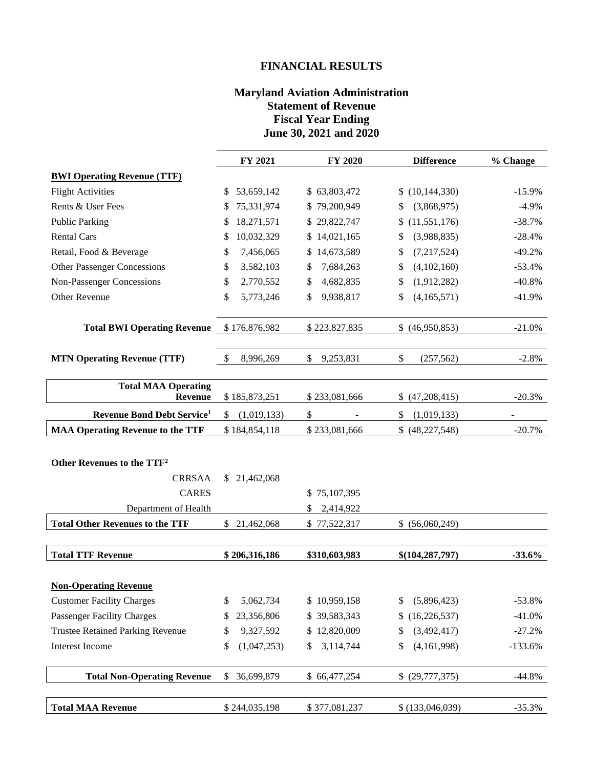# FINANCIAL RESULTS

## Maryland Aviation Administration
## Statement of Revenue
## Fiscal Year Ending
## June 30, 2021 and 2020

| | FY 2021 | FY 2020 | Difference | % Change |
|---|---|---|---|---|
| **BWI Operating Revenue (TTF)** | | | | |
| Flight Activities | $ 53,659,142 | $ 63,803,472 | $ (10,144,330) | -15.9% |
| Rents & User Fees | $ 75,331,974 | $ 79,200,949 | $ (3,868,975) | -4.9% |
| Public Parking | $ 18,271,571 | $ 29,822,747 | $ (11,551,176) | -38.7% |
| Rental Cars | $ 10,032,329 | $ 14,021,165 | $ (3,988,835) | -28.4% |
| Retail, Food & Beverage | $ 7,456,065 | $ 14,673,589 | $ (7,217,524) | -49.2% |
| Other Passenger Concessions | $ 3,582,103 | $ 7,684,263 | $ (4,102,160) | -53.4% |
| Non-Passenger Concessions | $ 2,770,552 | $ 4,682,835 | $ (1,912,282) | -40.8% |
| Other Revenue | $ 5,773,246 | $ 9,938,817 | $ (4,165,571) | -41.9% |
| **Total BWI Operating Revenue** | $ 176,876,982 | $ 223,827,835 | $ (46,950,853) | -21.0% |
| **MTN Operating Revenue (TTF)** | $ 8,996,269 | $ 9,253,831 | $ (257,562) | -2.8% |
| **Total MAA Operating Revenue** | $ 185,873,251 | $ 233,081,666 | $ (47,208,415) | -20.3% |
| **Revenue Bond Debt Service[1]** | $ (1,019,133) | $ - | $ (1,019,133) | - |
| **MAA Operating Revenue to the TTF** | $ 184,854,118 | $ 233,081,666 | $ (48,227,548) | -20.7% |
| **Other Revenues to the TTF[2]** | | | | |
| CRRSAA | $ 21,462,068 | | | |
| CARES | | $ 75,107,395 | | |
| Department of Health | | $ 2,414,922 | | |
| **Total Other Revenues to the TTF** | $ 21,462,068 | $ 77,522,317 | $ (56,060,249) | |
| **Total TTF Revenue** | **$ 206,316,186** | **$310,603,983** | **$(104,287,797)** | **-33.6%** |
| **Non-Operating Revenue** | | | | |
| Customer Facility Charges | $ 5,062,734 | $ 10,959,158 | $ (5,896,423) | -53.8% |
| Passenger Facility Charges | $ 23,356,806 | $ 39,583,343 | $ (16,226,537) | -41.0% |
| Trustee Retained Parking Revenue | $ 9,327,592 | $ 12,820,009 | $ (3,492,417) | -27.2% |
| Interest Income | $ (1,047,253) | $ 3,114,744 | $ (4,161,998) | -133.6% |
| **Total Non-Operating Revenue** | $ 36,699,879 | $ 66,477,254 | $ (29,777,375) | -44.8% |
| **Total MAA Revenue** | $ 244,035,198 | $ 377,081,237 | $ (133,046,039) | -35.3% |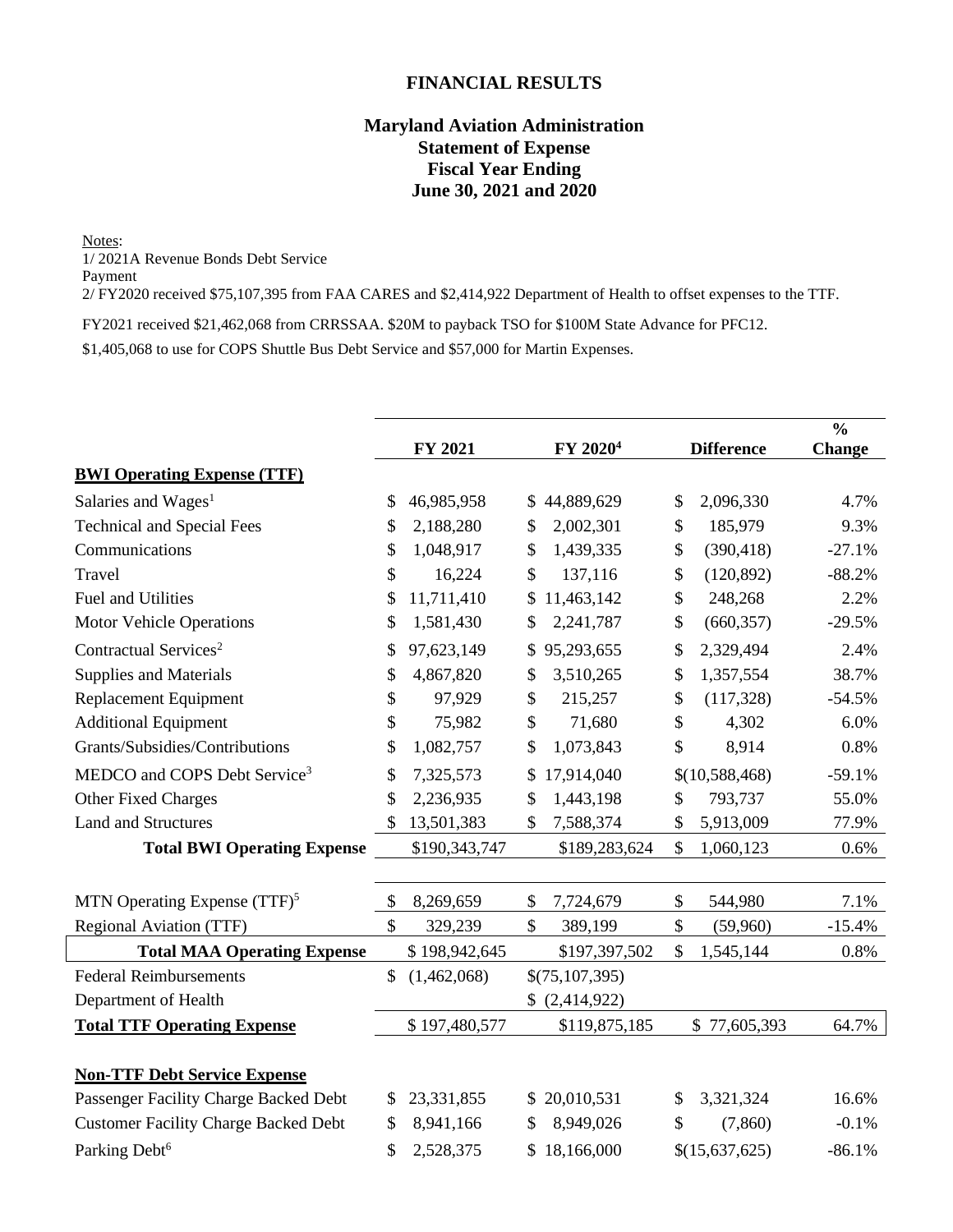# FINANCIAL RESULTS

## Maryland Aviation Administration
## Statement of Expense
## Fiscal Year Ending
## June 30, 2021 and 2020

Notes:
1/ 2021A Revenue Bonds Debt Service Payment
2/ FY2020 received $75,107,395 from FAA CARES and $2,414,922 Department of Health to offset expenses to the TTF.

FY2021 received $21,462,068 from CRRSSAA. $20M to payback TSO for $100M State Advance for PFC12.

$1,405,068 to use for COPS Shuttle Bus Debt Service and $57,000 for Martin Expenses.

| | FY 2021 | FY 2020[4] | Difference | % Change |
|---|---|---|---|---|
| **BWI Operating Expense (TTF)** | | | | |
| Salaries and Wages[1] | $ 46,985,958 | $ 44,889,629 | $ 2,096,330 | 4.7% |
| Technical and Special Fees | $ 2,188,280 | $ 2,002,301 | $ 185,979 | 9.3% |
| Communications | $ 1,048,917 | $ 1,439,335 | $ (390,418) | -27.1% |
| Travel | $ 16,224 | $ 137,116 | $ (120,892) | -88.2% |
| Fuel and Utilities | $ 11,711,410 | $ 11,463,142 | $ 248,268 | 2.2% |
| Motor Vehicle Operations | $ 1,581,430 | $ 2,241,787 | $ (660,357) | -29.5% |
| Contractual Services[2] | $ 97,623,149 | $ 95,293,655 | $ 2,329,494 | 2.4% |
| Supplies and Materials | $ 4,867,820 | $ 3,510,265 | $ 1,357,554 | 38.7% |
| Replacement Equipment | $ 97,929 | $ 215,257 | $ (117,328) | -54.5% |
| Additional Equipment | $ 75,982 | $ 71,680 | $ 4,302 | 6.0% |
| Grants/Subsidies/Contributions | $ 1,082,757 | $ 1,073,843 | $ 8,914 | 0.8% |
| MEDCO and COPS Debt Service[3] | $ 7,325,573 | $ 17,914,040 | $(10,588,468) | -59.1% |
| Other Fixed Charges | $ 2,236,935 | $ 1,443,198 | $ 793,737 | 55.0% |
| Land and Structures | $ 13,501,383 | $ 7,588,374 | $ 5,913,009 | 77.9% |
| **Total BWI Operating Expense** | $190,343,747 | $189,283,624 | $ 1,060,123 | 0.6% |
| | | | | |
| MTN Operating Expense (TTF)[5] | $ 8,269,659 | $ 7,724,679 | $ 544,980 | 7.1% |
| Regional Aviation (TTF) | $ 329,239 | $ 389,199 | $ (59,960) | -15.4% |
| **Total MAA Operating Expense** | $ 198,942,645 | $197,397,502 | $ 1,545,144 | 0.8% |
| Federal Reimbursements | $ (1,462,068) | $(75,107,395) | | |
| Department of Health | | $ (2,414,922) | | |
| **Total TTF Operating Expense** | $ 197,480,577 | $119,875,185 | $ 77,605,393 | 64.7% |
| | | | | |
| **Non-TTF Debt Service Expense** | | | | |
| Passenger Facility Charge Backed Debt | $ 23,331,855 | $ 20,010,531 | $ 3,321,324 | 16.6% |
| Customer Facility Charge Backed Debt | $ 8,941,166 | $ 8,949,026 | $ (7,860) | -0.1% |
| Parking Debt[6] | $ 2,528,375 | $ 18,166,000 | $(15,637,625) | -86.1% |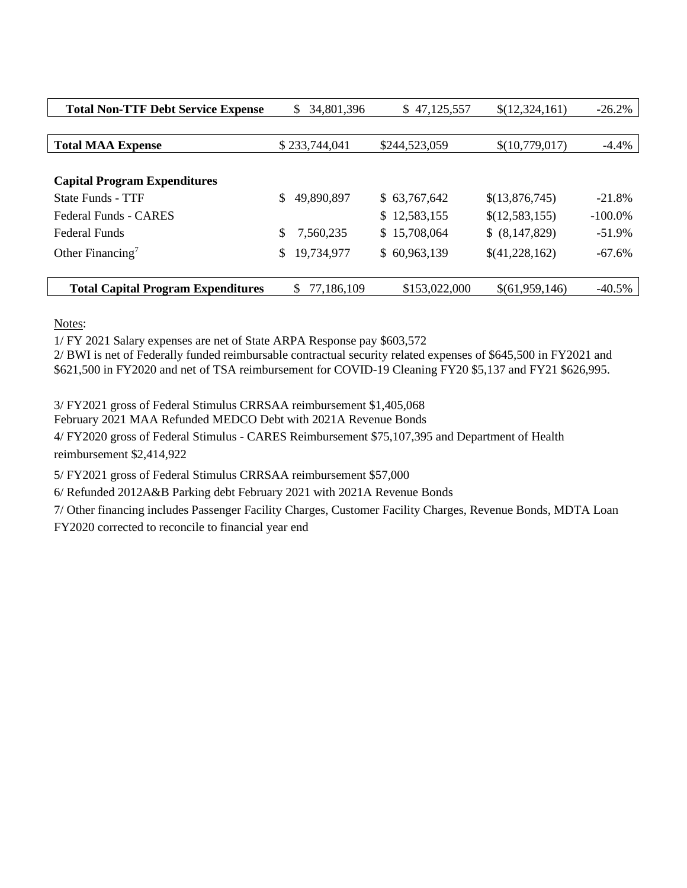| | | | | |
|---|---|---|---|---|
| **Total Non-TTF Debt Service Expense** | $ 34,801,396 | $ 47,125,557 | $(12,324,161) | -26.2% |
| | | | | |
| **Total MAA Expense** | $ 233,744,041 | $244,523,059 | $(10,779,017) | -4.4% |
| | | | | |
| **Capital Program Expenditures** | | | | |
| State Funds - TTF | $ 49,890,897 | $ 63,767,642 | $(13,876,745) | -21.8% |
| Federal Funds - CARES | | $ 12,583,155 | $(12,583,155) | -100.0% |
| Federal Funds | $ 7,560,235 | $ 15,708,064 | $ (8,147,829) | -51.9% |
| Other Financing[7] | $ 19,734,977 | $ 60,963,139 | $(41,228,162) | -67.6% |
| | | | | |
| **Total Capital Program Expenditures** | $ 77,186,109 | $153,022,000 | $(61,959,146) | -40.5% |

Notes:

1/ FY 2021 Salary expenses are net of State ARPA Response pay $603,572

2/ BWI is net of Federally funded reimbursable contractual security related expenses of $645,500 in FY2021 and $621,500 in FY2020 and net of TSA reimbursement for COVID-19 Cleaning FY20 $5,137 and FY21 $626,995.

3/ FY2021 gross of Federal Stimulus CRRSAA reimbursement $1,405,068
February 2021 MAA Refunded MEDCO Debt with 2021A Revenue Bonds

4/ FY2020 gross of Federal Stimulus - CARES Reimbursement $75,107,395 and Department of Health reimbursement $2,414,922

5/ FY2021 gross of Federal Stimulus CRRSAA reimbursement $57,000

6/ Refunded 2012A&B Parking debt February 2021 with 2021A Revenue Bonds

7/ Other financing includes Passenger Facility Charges, Customer Facility Charges, Revenue Bonds, MDTA Loan
FY2020 corrected to reconcile to financial year end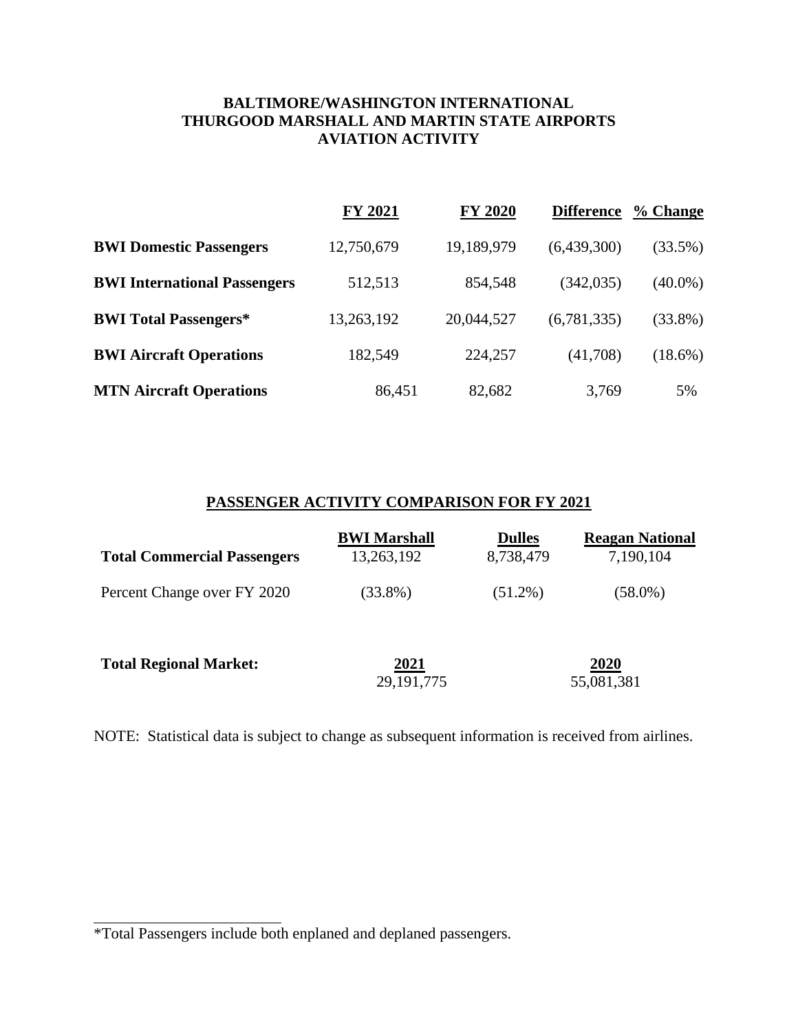# BALTIMORE/WASHINGTON INTERNATIONAL THURGOOD MARSHALL AND MARTIN STATE AIRPORTS AVIATION ACTIVITY

| | FY 2021 | FY 2020 | Difference | % Change |
|---|---|---|---|---|
| **BWI Domestic Passengers** | 12,750,679 | 19,189,979 | (6,439,300) | (33.5%) |
| **BWI International Passengers** | 512,513 | 854,548 | (342,035) | (40.0%) |
| **BWI Total Passengers*** | 13,263,192 | 20,044,527 | (6,781,335) | (33.8%) |
| **BWI Aircraft Operations** | 182,549 | 224,257 | (41,708) | (18.6%) |
| **MTN Aircraft Operations** | 86,451 | 82,682 | 3,769 | 5% |

## PASSENGER ACTIVITY COMPARISON FOR FY 2021

| | BWI Marshall | Dulles | Reagan National |
|---|---|---|---|
| **Total Commercial Passengers** | 13,263,192 | 8,738,479 | 7,190,104 |
| Percent Change over FY 2020 | (33.8%) | (51.2%) | (58.0%) |

| **Total Regional Market:** | 2021 | 2020 |
|---|---|---|
| | 29,191,775 | 55,081,381 |

NOTE: Statistical data is subject to change as subsequent information is received from airlines.

*Total Passengers include both enplaned and deplaned passengers.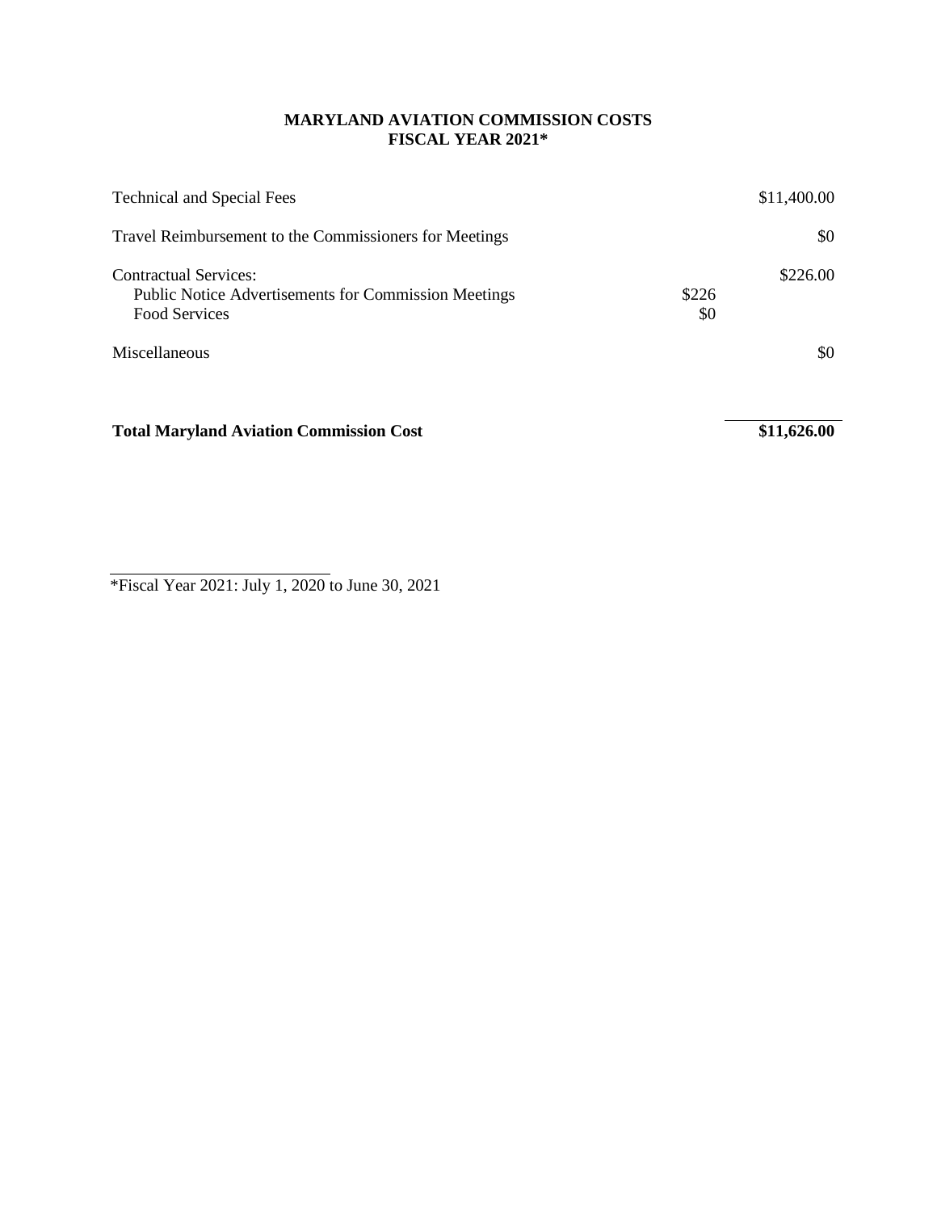**MARYLAND AVIATION COMMISSION COSTS**
**FISCAL YEAR 2021***

| | | |
|---|---|---|
| Technical and Special Fees | | $11,400.00 |
| Travel Reimbursement to the Commissioners for Meetings | | $0 |
| Contractual Services: | | $226.00 |
| Public Notice Advertisements for Commission Meetings | $226 | |
| Food Services | $0 | |
| Miscellaneous | | $0 |
| **Total Maryland Aviation Commission Cost** | | **$11,626.00** |

*Fiscal Year 2021: July 1, 2020 to June 30, 2021